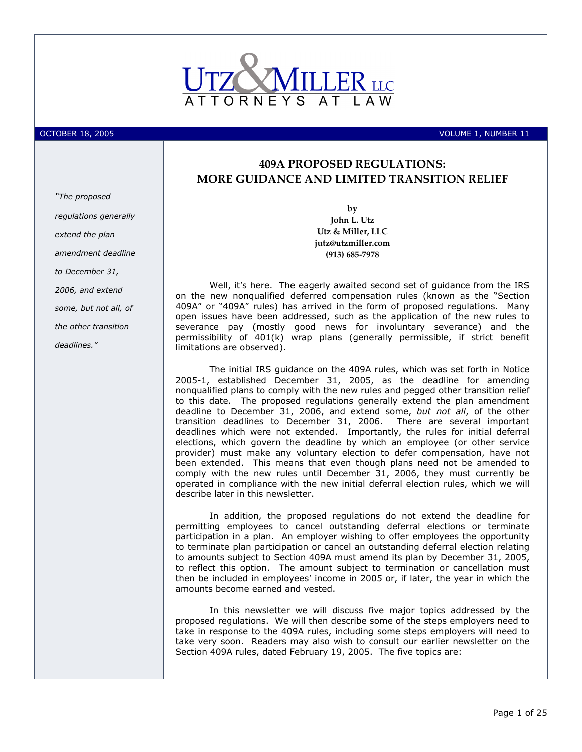# UTZ & MILLER LLC
ATTORNEYS AT LAW

OCTOBER 18, 2005 VOLUME 1, NUMBER 11

## 409A PROPOSED REGULATIONS: MORE GUIDANCE AND LIMITED TRANSITION RELIEF

by
**John L. Utz**
**Utz & Miller, LLC**
**jutz@utzmiller.com**
**(913) 685-7978**

*"The proposed regulations generally extend the plan amendment deadline to December 31, 2006, and extend some, but not all, of the other transition deadlines."*

Well, it's here. The eagerly awaited second set of guidance from the IRS on the new nonqualified deferred compensation rules (known as the "Section 409A" or "409A" rules) has arrived in the form of proposed regulations. Many open issues have been addressed, such as the application of the new rules to severance pay (mostly good news for involuntary severance) and the permissibility of 401(k) wrap plans (generally permissible, if strict benefit limitations are observed).

The initial IRS guidance on the 409A rules, which was set forth in Notice 2005-1, established December 31, 2005, as the deadline for amending nonqualified plans to comply with the new rules and pegged other transition relief to this date. The proposed regulations generally extend the plan amendment deadline to December 31, 2006, and extend some, *but not all*, of the other transition deadlines to December 31, 2006. There are several important deadlines which were not extended. Importantly, the rules for initial deferral elections, which govern the deadline by which an employee (or other service provider) must make any voluntary election to defer compensation, have not been extended. This means that even though plans need not be amended to comply with the new rules until December 31, 2006, they must currently be operated in compliance with the new initial deferral election rules, which we will describe later in this newsletter.

In addition, the proposed regulations do not extend the deadline for permitting employees to cancel outstanding deferral elections or terminate participation in a plan. An employer wishing to offer employees the opportunity to terminate plan participation or cancel an outstanding deferral election relating to amounts subject to Section 409A must amend its plan by December 31, 2005, to reflect this option. The amount subject to termination or cancellation must then be included in employees' income in 2005 or, if later, the year in which the amounts become earned and vested.

In this newsletter we will discuss five major topics addressed by the proposed regulations. We will then describe some of the steps employers need to take in response to the 409A rules, including some steps employers will need to take very soon. Readers may also wish to consult our earlier newsletter on the Section 409A rules, dated February 19, 2005. The five topics are: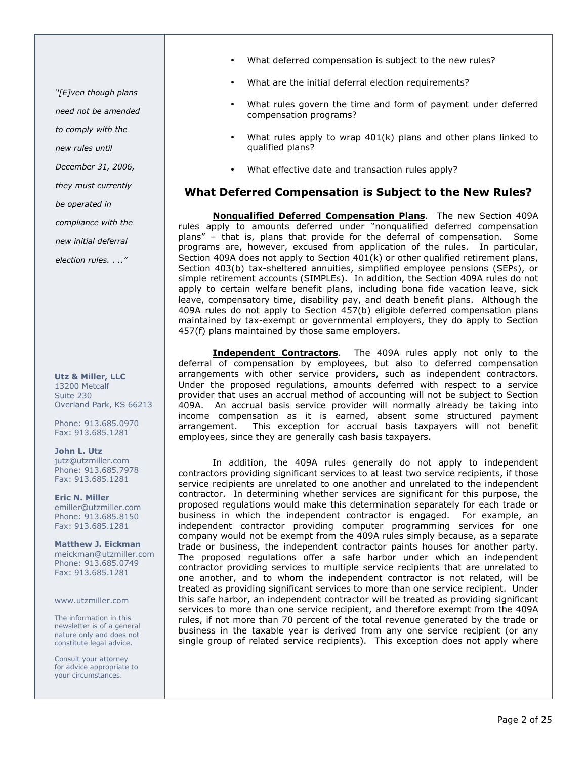- What deferred compensation is subject to the new rules?
- What are the initial deferral election requirements?
- What rules govern the time and form of payment under deferred compensation programs?
- What rules apply to wrap 401(k) plans and other plans linked to qualified plans?
- What effective date and transaction rules apply?

## What Deferred Compensation is Subject to the New Rules?

**Nonqualified Deferred Compensation Plans**. The new Section 409A rules apply to amounts deferred under "nonqualified deferred compensation plans" – that is, plans that provide for the deferral of compensation. Some programs are, however, excused from application of the rules. In particular, Section 409A does not apply to Section 401(k) or other qualified retirement plans, Section 403(b) tax-sheltered annuities, simplified employee pensions (SEPs), or simple retirement accounts (SIMPLEs). In addition, the Section 409A rules do not apply to certain welfare benefit plans, including bona fide vacation leave, sick leave, compensatory time, disability pay, and death benefit plans. Although the 409A rules do not apply to Section 457(b) eligible deferred compensation plans maintained by tax-exempt or governmental employers, they do apply to Section 457(f) plans maintained by those same employers.

**Independent Contractors**. The 409A rules apply not only to the deferral of compensation by employees, but also to deferred compensation arrangements with other service providers, such as independent contractors. Under the proposed regulations, amounts deferred with respect to a service provider that uses an accrual method of accounting will not be subject to Section 409A. An accrual basis service provider will normally already be taking into income compensation as it is earned, absent some structured payment arrangement. This exception for accrual basis taxpayers will not benefit employees, since they are generally cash basis taxpayers.

*"[E]ven though plans need not be amended to comply with the new rules until December 31, 2006, they must currently be operated in compliance with the new initial deferral election rules. . .."*

In addition, the 409A rules generally do not apply to independent contractors providing significant services to at least two service recipients, if those service recipients are unrelated to one another and unrelated to the independent contractor. In determining whether services are significant for this purpose, the proposed regulations would make this determination separately for each trade or business in which the independent contractor is engaged. For example, an independent contractor providing computer programming services for one company would not be exempt from the 409A rules simply because, as a separate trade or business, the independent contractor paints houses for another party. The proposed regulations offer a safe harbor under which an independent contractor providing services to multiple service recipients that are unrelated to one another, and to whom the independent contractor is not related, will be treated as providing significant services to more than one service recipient. Under this safe harbor, an independent contractor will be treated as providing significant services to more than one service recipient, and therefore exempt from the 409A rules, if not more than 70 percent of the total revenue generated by the trade or business in the taxable year is derived from any one service recipient (or any single group of related service recipients). This exception does not apply where

**Utz & Miller, LLC**
13200 Metcalf
Suite 230
Overland Park, KS 66213

Phone: 913.685.0970
Fax: 913.685.1281

**John L. Utz**
jutz@utzmiller.com
Phone: 913.685.7978
Fax: 913.685.1281

**Eric N. Miller**
emiller@utzmiller.com
Phone: 913.685.8150
Fax: 913.685.1281

**Matthew J. Eickman**
meickman@utzmiller.com
Phone: 913.685.0749
Fax: 913.685.1281

www.utzmiller.com

The information in this newsletter is of a general nature only and does not constitute legal advice.

Consult your attorney for advice appropriate to your circumstances.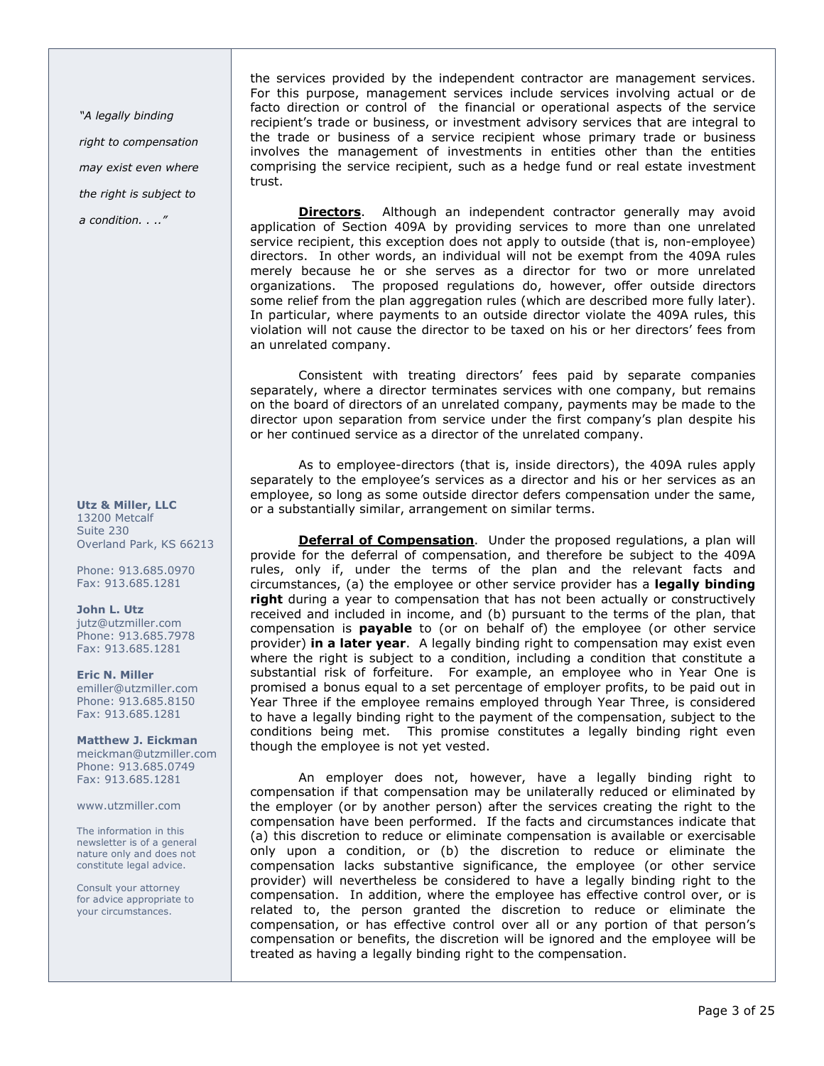*"A legally binding right to compensation may exist even where the right is subject to a condition. . .."*

the services provided by the independent contractor are management services. For this purpose, management services include services involving actual or de facto direction or control of the financial or operational aspects of the service recipient's trade or business, or investment advisory services that are integral to the trade or business of a service recipient whose primary trade or business involves the management of investments in entities other than the entities comprising the service recipient, such as a hedge fund or real estate investment trust.

**Directors**. Although an independent contractor generally may avoid application of Section 409A by providing services to more than one unrelated service recipient, this exception does not apply to outside (that is, non-employee) directors. In other words, an individual will not be exempt from the 409A rules merely because he or she serves as a director for two or more unrelated organizations. The proposed regulations do, however, offer outside directors some relief from the plan aggregation rules (which are described more fully later). In particular, where payments to an outside director violate the 409A rules, this violation will not cause the director to be taxed on his or her directors' fees from an unrelated company.

Consistent with treating directors' fees paid by separate companies separately, where a director terminates services with one company, but remains on the board of directors of an unrelated company, payments may be made to the director upon separation from service under the first company's plan despite his or her continued service as a director of the unrelated company.

As to employee-directors (that is, inside directors), the 409A rules apply separately to the employee's services as a director and his or her services as an employee, so long as some outside director defers compensation under the same, or a substantially similar, arrangement on similar terms.

**Deferral of Compensation**. Under the proposed regulations, a plan will provide for the deferral of compensation, and therefore be subject to the 409A rules, only if, under the terms of the plan and the relevant facts and circumstances, (a) the employee or other service provider has a **legally binding right** during a year to compensation that has not been actually or constructively received and included in income, and (b) pursuant to the terms of the plan, that compensation is **payable** to (or on behalf of) the employee (or other service provider) **in a later year**. A legally binding right to compensation may exist even where the right is subject to a condition, including a condition that constitute a substantial risk of forfeiture. For example, an employee who in Year One is promised a bonus equal to a set percentage of employer profits, to be paid out in Year Three if the employee remains employed through Year Three, is considered to have a legally binding right to the payment of the compensation, subject to the conditions being met. This promise constitutes a legally binding right even though the employee is not yet vested.

An employer does not, however, have a legally binding right to compensation if that compensation may be unilaterally reduced or eliminated by the employer (or by another person) after the services creating the right to the compensation have been performed. If the facts and circumstances indicate that (a) this discretion to reduce or eliminate compensation is available or exercisable only upon a condition, or (b) the discretion to reduce or eliminate the compensation lacks substantive significance, the employee (or other service provider) will nevertheless be considered to have a legally binding right to the compensation. In addition, where the employee has effective control over, or is related to, the person granted the discretion to reduce or eliminate the compensation, or has effective control over all or any portion of that person's compensation or benefits, the discretion will be ignored and the employee will be treated as having a legally binding right to the compensation.

**Utz & Miller, LLC**
13200 Metcalf
Suite 230
Overland Park, KS 66213

Phone: 913.685.0970
Fax: 913.685.1281

**John L. Utz**
jutz@utzmiller.com
Phone: 913.685.7978
Fax: 913.685.1281

**Eric N. Miller**
emiller@utzmiller.com
Phone: 913.685.8150
Fax: 913.685.1281

**Matthew J. Eickman**
meickman@utzmiller.com
Phone: 913.685.0749
Fax: 913.685.1281

www.utzmiller.com

The information in this newsletter is of a general nature only and does not constitute legal advice.

Consult your attorney for advice appropriate to your circumstances.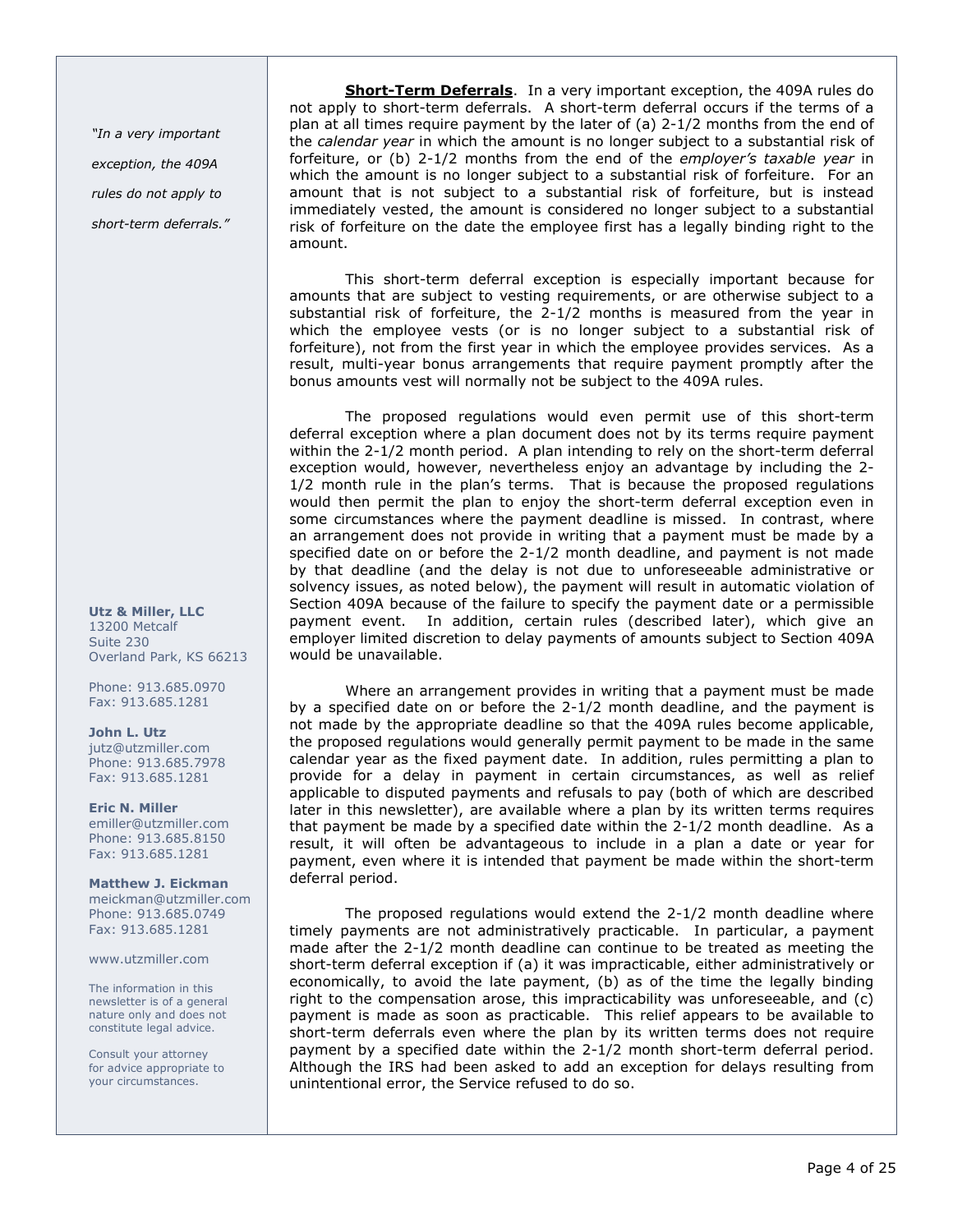> *"In a very important exception, the 409A rules do not apply to short-term deferrals."*

**Utz & Miller, LLC**
13200 Metcalf
Suite 230
Overland Park, KS 66213

Phone: 913.685.0970
Fax: 913.685.1281

**John L. Utz**
jutz@utzmiller.com
Phone: 913.685.7978
Fax: 913.685.1281

**Eric N. Miller**
emiller@utzmiller.com
Phone: 913.685.8150
Fax: 913.685.1281

**Matthew J. Eickman**
meickman@utzmiller.com
Phone: 913.685.0749
Fax: 913.685.1281

www.utzmiller.com

The information in this newsletter is of a general nature only and does not constitute legal advice.

Consult your attorney for advice appropriate to your circumstances.

**Short-Term Deferrals**. In a very important exception, the 409A rules do not apply to short-term deferrals. A short-term deferral occurs if the terms of a plan at all times require payment by the later of (a) 2-1/2 months from the end of the *calendar year* in which the amount is no longer subject to a substantial risk of forfeiture, or (b) 2-1/2 months from the end of the *employer's taxable year* in which the amount is no longer subject to a substantial risk of forfeiture. For an amount that is not subject to a substantial risk of forfeiture, but is instead immediately vested, the amount is considered no longer subject to a substantial risk of forfeiture on the date the employee first has a legally binding right to the amount.

This short-term deferral exception is especially important because for amounts that are subject to vesting requirements, or are otherwise subject to a substantial risk of forfeiture, the 2-1/2 months is measured from the year in which the employee vests (or is no longer subject to a substantial risk of forfeiture), not from the first year in which the employee provides services. As a result, multi-year bonus arrangements that require payment promptly after the bonus amounts vest will normally not be subject to the 409A rules.

The proposed regulations would even permit use of this short-term deferral exception where a plan document does not by its terms require payment within the 2-1/2 month period. A plan intending to rely on the short-term deferral exception would, however, nevertheless enjoy an advantage by including the 2-1/2 month rule in the plan's terms. That is because the proposed regulations would then permit the plan to enjoy the short-term deferral exception even in some circumstances where the payment deadline is missed. In contrast, where an arrangement does not provide in writing that a payment must be made by a specified date on or before the 2-1/2 month deadline, and payment is not made by that deadline (and the delay is not due to unforeseeable administrative or solvency issues, as noted below), the payment will result in automatic violation of Section 409A because of the failure to specify the payment date or a permissible payment event. In addition, certain rules (described later), which give an employer limited discretion to delay payments of amounts subject to Section 409A would be unavailable.

Where an arrangement provides in writing that a payment must be made by a specified date on or before the 2-1/2 month deadline, and the payment is not made by the appropriate deadline so that the 409A rules become applicable, the proposed regulations would generally permit payment to be made in the same calendar year as the fixed payment date. In addition, rules permitting a plan to provide for a delay in payment in certain circumstances, as well as relief applicable to disputed payments and refusals to pay (both of which are described later in this newsletter), are available where a plan by its written terms requires that payment be made by a specified date within the 2-1/2 month deadline. As a result, it will often be advantageous to include in a plan a date or year for payment, even where it is intended that payment be made within the short-term deferral period.

The proposed regulations would extend the 2-1/2 month deadline where timely payments are not administratively practicable. In particular, a payment made after the 2-1/2 month deadline can continue to be treated as meeting the short-term deferral exception if (a) it was impracticable, either administratively or economically, to avoid the late payment, (b) as of the time the legally binding right to the compensation arose, this impracticability was unforeseeable, and (c) payment is made as soon as practicable. This relief appears to be available to short-term deferrals even where the plan by its written terms does not require payment by a specified date within the 2-1/2 month short-term deferral period. Although the IRS had been asked to add an exception for delays resulting from unintentional error, the Service refused to do so.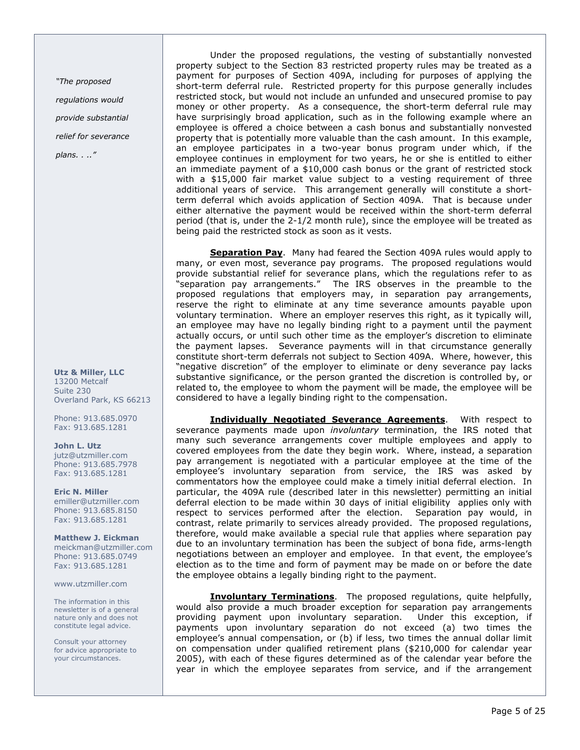*"The proposed regulations would provide substantial relief for severance plans. . .."*

Under the proposed regulations, the vesting of substantially nonvested property subject to the Section 83 restricted property rules may be treated as a payment for purposes of Section 409A, including for purposes of applying the short-term deferral rule. Restricted property for this purpose generally includes restricted stock, but would not include an unfunded and unsecured promise to pay money or other property. As a consequence, the short-term deferral rule may have surprisingly broad application, such as in the following example where an employee is offered a choice between a cash bonus and substantially nonvested property that is potentially more valuable than the cash amount. In this example, an employee participates in a two-year bonus program under which, if the employee continues in employment for two years, he or she is entitled to either an immediate payment of a $10,000 cash bonus or the grant of restricted stock with a $15,000 fair market value subject to a vesting requirement of three additional years of service. This arrangement generally will constitute a short-term deferral which avoids application of Section 409A. That is because under either alternative the payment would be received within the short-term deferral period (that is, under the 2-1/2 month rule), since the employee will be treated as being paid the restricted stock as soon as it vests.

**Separation Pay**. Many had feared the Section 409A rules would apply to many, or even most, severance pay programs. The proposed regulations would provide substantial relief for severance plans, which the regulations refer to as "separation pay arrangements." The IRS observes in the preamble to the proposed regulations that employers may, in separation pay arrangements, reserve the right to eliminate at any time severance amounts payable upon voluntary termination. Where an employer reserves this right, as it typically will, an employee may have no legally binding right to a payment until the payment actually occurs, or until such other time as the employer's discretion to eliminate the payment lapses. Severance payments will in that circumstance generally constitute short-term deferrals not subject to Section 409A. Where, however, this "negative discretion" of the employer to eliminate or deny severance pay lacks substantive significance, or the person granted the discretion is controlled by, or related to, the employee to whom the payment will be made, the employee will be considered to have a legally binding right to the compensation.

**Individually Negotiated Severance Agreements**. With respect to severance payments made upon *involuntary* termination, the IRS noted that many such severance arrangements cover multiple employees and apply to covered employees from the date they begin work. Where, instead, a separation pay arrangement is negotiated with a particular employee at the time of the employee's involuntary separation from service, the IRS was asked by commentators how the employee could make a timely initial deferral election. In particular, the 409A rule (described later in this newsletter) permitting an initial deferral election to be made within 30 days of initial eligibility applies only with respect to services performed after the election. Separation pay would, in contrast, relate primarily to services already provided. The proposed regulations, therefore, would make available a special rule that applies where separation pay due to an involuntary termination has been the subject of bona fide, arms-length negotiations between an employer and employee. In that event, the employee's election as to the time and form of payment may be made on or before the date the employee obtains a legally binding right to the payment.

**Involuntary Terminations**. The proposed regulations, quite helpfully, would also provide a much broader exception for separation pay arrangements providing payment upon involuntary separation. Under this exception, if payments upon involuntary separation do not exceed (a) two times the employee's annual compensation, or (b) if less, two times the annual dollar limit on compensation under qualified retirement plans ($210,000 for calendar year 2005), with each of these figures determined as of the calendar year before the year in which the employee separates from service, and if the arrangement

**Utz & Miller, LLC**
13200 Metcalf
Suite 230
Overland Park, KS 66213

Phone: 913.685.0970
Fax: 913.685.1281

**John L. Utz**
jutz@utzmiller.com
Phone: 913.685.7978
Fax: 913.685.1281

**Eric N. Miller**
emiller@utzmiller.com
Phone: 913.685.8150
Fax: 913.685.1281

**Matthew J. Eickman**
meickman@utzmiller.com
Phone: 913.685.0749
Fax: 913.685.1281

www.utzmiller.com

The information in this newsletter is of a general nature only and does not constitute legal advice.

Consult your attorney for advice appropriate to your circumstances.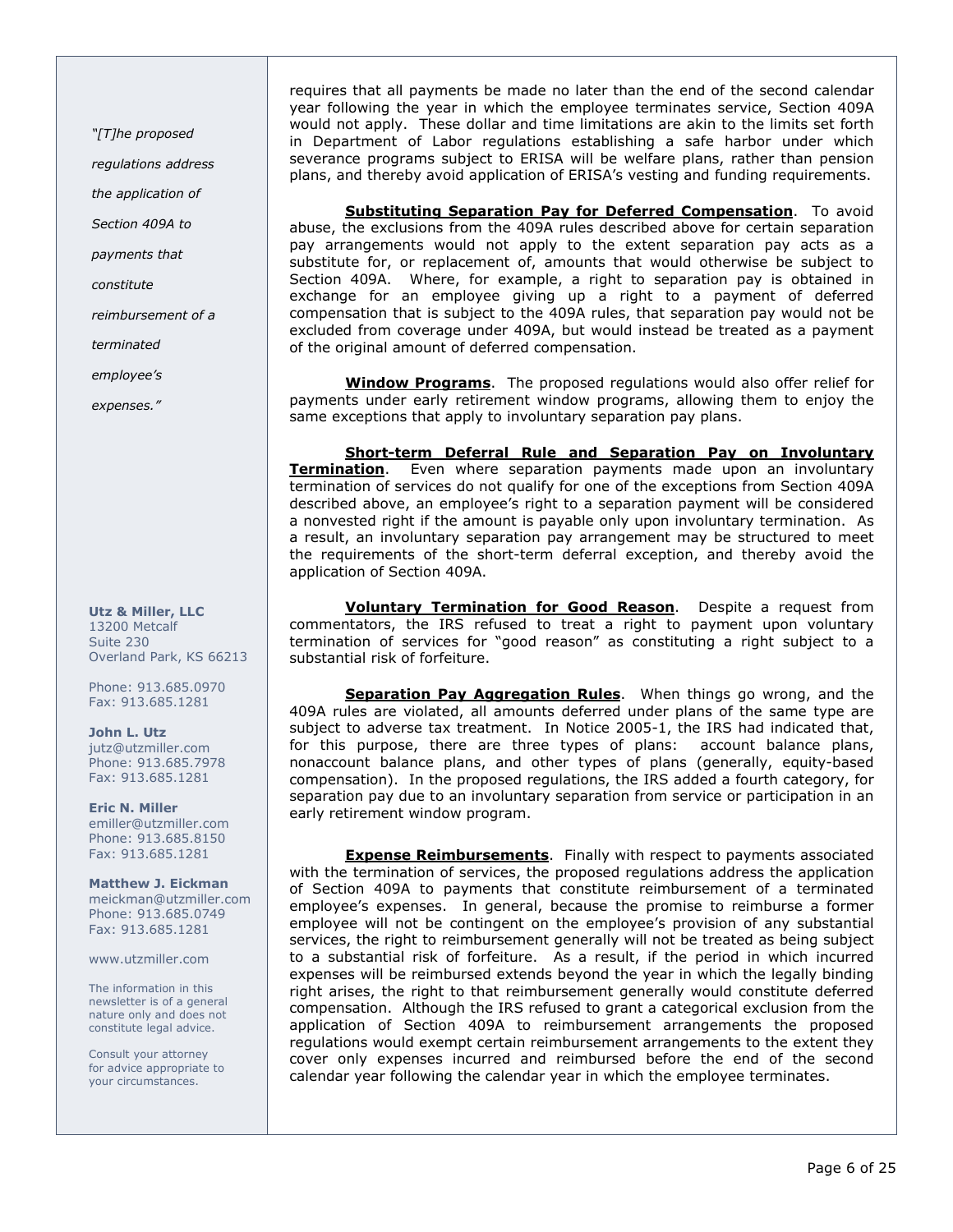requires that all payments be made no later than the end of the second calendar year following the year in which the employee terminates service, Section 409A would not apply. These dollar and time limitations are akin to the limits set forth in Department of Labor regulations establishing a safe harbor under which severance programs subject to ERISA will be welfare plans, rather than pension plans, and thereby avoid application of ERISA's vesting and funding requirements.

**Substituting Separation Pay for Deferred Compensation**. To avoid abuse, the exclusions from the 409A rules described above for certain separation pay arrangements would not apply to the extent separation pay acts as a substitute for, or replacement of, amounts that would otherwise be subject to Section 409A. Where, for example, a right to separation pay is obtained in exchange for an employee giving up a right to a payment of deferred compensation that is subject to the 409A rules, that separation pay would not be excluded from coverage under 409A, but would instead be treated as a payment of the original amount of deferred compensation.

**Window Programs**. The proposed regulations would also offer relief for payments under early retirement window programs, allowing them to enjoy the same exceptions that apply to involuntary separation pay plans.

**Short-term Deferral Rule and Separation Pay on Involuntary Termination**. Even where separation payments made upon an involuntary termination of services do not qualify for one of the exceptions from Section 409A described above, an employee's right to a separation payment will be considered a nonvested right if the amount is payable only upon involuntary termination. As a result, an involuntary separation pay arrangement may be structured to meet the requirements of the short-term deferral exception, and thereby avoid the application of Section 409A.

**Voluntary Termination for Good Reason**. Despite a request from commentators, the IRS refused to treat a right to payment upon voluntary termination of services for "good reason" as constituting a right subject to a substantial risk of forfeiture.

**Separation Pay Aggregation Rules**. When things go wrong, and the 409A rules are violated, all amounts deferred under plans of the same type are subject to adverse tax treatment. In Notice 2005-1, the IRS had indicated that, for this purpose, there are three types of plans: account balance plans, nonaccount balance plans, and other types of plans (generally, equity-based compensation). In the proposed regulations, the IRS added a fourth category, for separation pay due to an involuntary separation from service or participation in an early retirement window program.

**Expense Reimbursements**. Finally with respect to payments associated with the termination of services, the proposed regulations address the application of Section 409A to payments that constitute reimbursement of a terminated employee's expenses. In general, because the promise to reimburse a former employee will not be contingent on the employee's provision of any substantial services, the right to reimbursement generally will not be treated as being subject to a substantial risk of forfeiture. As a result, if the period in which incurred expenses will be reimbursed extends beyond the year in which the legally binding right arises, the right to that reimbursement generally would constitute deferred compensation. Although the IRS refused to grant a categorical exclusion from the application of Section 409A to reimbursement arrangements the proposed regulations would exempt certain reimbursement arrangements to the extent they cover only expenses incurred and reimbursed before the end of the second calendar year following the calendar year in which the employee terminates.

*"[T]he proposed regulations address the application of Section 409A to payments that constitute reimbursement of a terminated employee's expenses."*

**Utz & Miller, LLC**
13200 Metcalf
Suite 230
Overland Park, KS 66213

Phone: 913.685.0970
Fax: 913.685.1281

**John L. Utz**
jutz@utzmiller.com
Phone: 913.685.7978
Fax: 913.685.1281

**Eric N. Miller**
emiller@utzmiller.com
Phone: 913.685.8150
Fax: 913.685.1281

**Matthew J. Eickman**
meickman@utzmiller.com
Phone: 913.685.0749
Fax: 913.685.1281

www.utzmiller.com

The information in this newsletter is of a general nature only and does not constitute legal advice.

Consult your attorney for advice appropriate to your circumstances.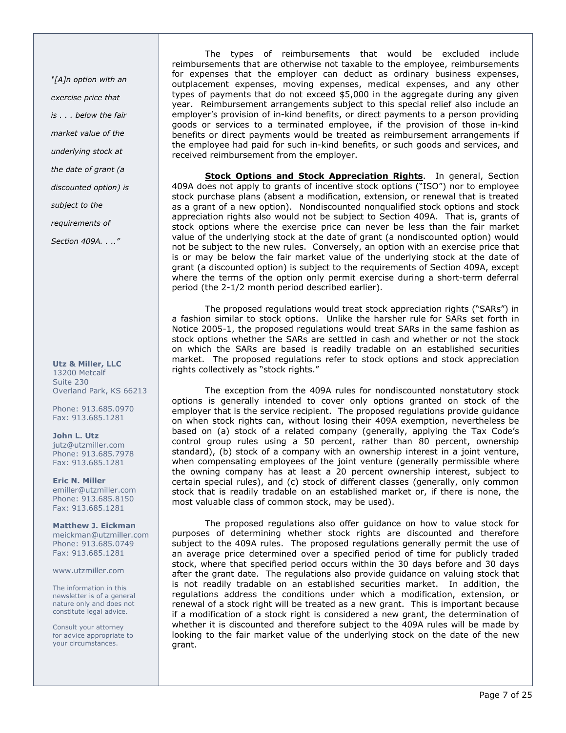*"[A]n option with an exercise price that is . . . below the fair market value of the underlying stock at the date of grant (a discounted option) is subject to the requirements of Section 409A. . .."*

**Utz & Miller, LLC**
13200 Metcalf
Suite 230
Overland Park, KS 66213

Phone: 913.685.0970
Fax: 913.685.1281

**John L. Utz**
jutz@utzmiller.com
Phone: 913.685.7978
Fax: 913.685.1281

**Eric N. Miller**
emiller@utzmiller.com
Phone: 913.685.8150
Fax: 913.685.1281

**Matthew J. Eickman**
meickman@utzmiller.com
Phone: 913.685.0749
Fax: 913.685.1281

www.utzmiller.com

The information in this newsletter is of a general nature only and does not constitute legal advice.

Consult your attorney for advice appropriate to your circumstances.

The types of reimbursements that would be excluded include reimbursements that are otherwise not taxable to the employee, reimbursements for expenses that the employer can deduct as ordinary business expenses, outplacement expenses, moving expenses, medical expenses, and any other types of payments that do not exceed $5,000 in the aggregate during any given year. Reimbursement arrangements subject to this special relief also include an employer's provision of in-kind benefits, or direct payments to a person providing goods or services to a terminated employee, if the provision of those in-kind benefits or direct payments would be treated as reimbursement arrangements if the employee had paid for such in-kind benefits, or such goods and services, and received reimbursement from the employer.

**Stock Options and Stock Appreciation Rights**. In general, Section 409A does not apply to grants of incentive stock options ("ISO") nor to employee stock purchase plans (absent a modification, extension, or renewal that is treated as a grant of a new option). Nondiscounted nonqualified stock options and stock appreciation rights also would not be subject to Section 409A. That is, grants of stock options where the exercise price can never be less than the fair market value of the underlying stock at the date of grant (a nondiscounted option) would not be subject to the new rules. Conversely, an option with an exercise price that is or may be below the fair market value of the underlying stock at the date of grant (a discounted option) is subject to the requirements of Section 409A, except where the terms of the option only permit exercise during a short-term deferral period (the 2-1/2 month period described earlier).

The proposed regulations would treat stock appreciation rights ("SARs") in a fashion similar to stock options. Unlike the harsher rule for SARs set forth in Notice 2005-1, the proposed regulations would treat SARs in the same fashion as stock options whether the SARs are settled in cash and whether or not the stock on which the SARs are based is readily tradable on an established securities market. The proposed regulations refer to stock options and stock appreciation rights collectively as "stock rights."

The exception from the 409A rules for nondiscounted nonstatutory stock options is generally intended to cover only options granted on stock of the employer that is the service recipient. The proposed regulations provide guidance on when stock rights can, without losing their 409A exemption, nevertheless be based on (a) stock of a related company (generally, applying the Tax Code's control group rules using a 50 percent, rather than 80 percent, ownership standard), (b) stock of a company with an ownership interest in a joint venture, when compensating employees of the joint venture (generally permissible where the owning company has at least a 20 percent ownership interest, subject to certain special rules), and (c) stock of different classes (generally, only common stock that is readily tradable on an established market or, if there is none, the most valuable class of common stock, may be used).

The proposed regulations also offer guidance on how to value stock for purposes of determining whether stock rights are discounted and therefore subject to the 409A rules. The proposed regulations generally permit the use of an average price determined over a specified period of time for publicly traded stock, where that specified period occurs within the 30 days before and 30 days after the grant date. The regulations also provide guidance on valuing stock that is not readily tradable on an established securities market. In addition, the regulations address the conditions under which a modification, extension, or renewal of a stock right will be treated as a new grant. This is important because if a modification of a stock right is considered a new grant, the determination of whether it is discounted and therefore subject to the 409A rules will be made by looking to the fair market value of the underlying stock on the date of the new grant.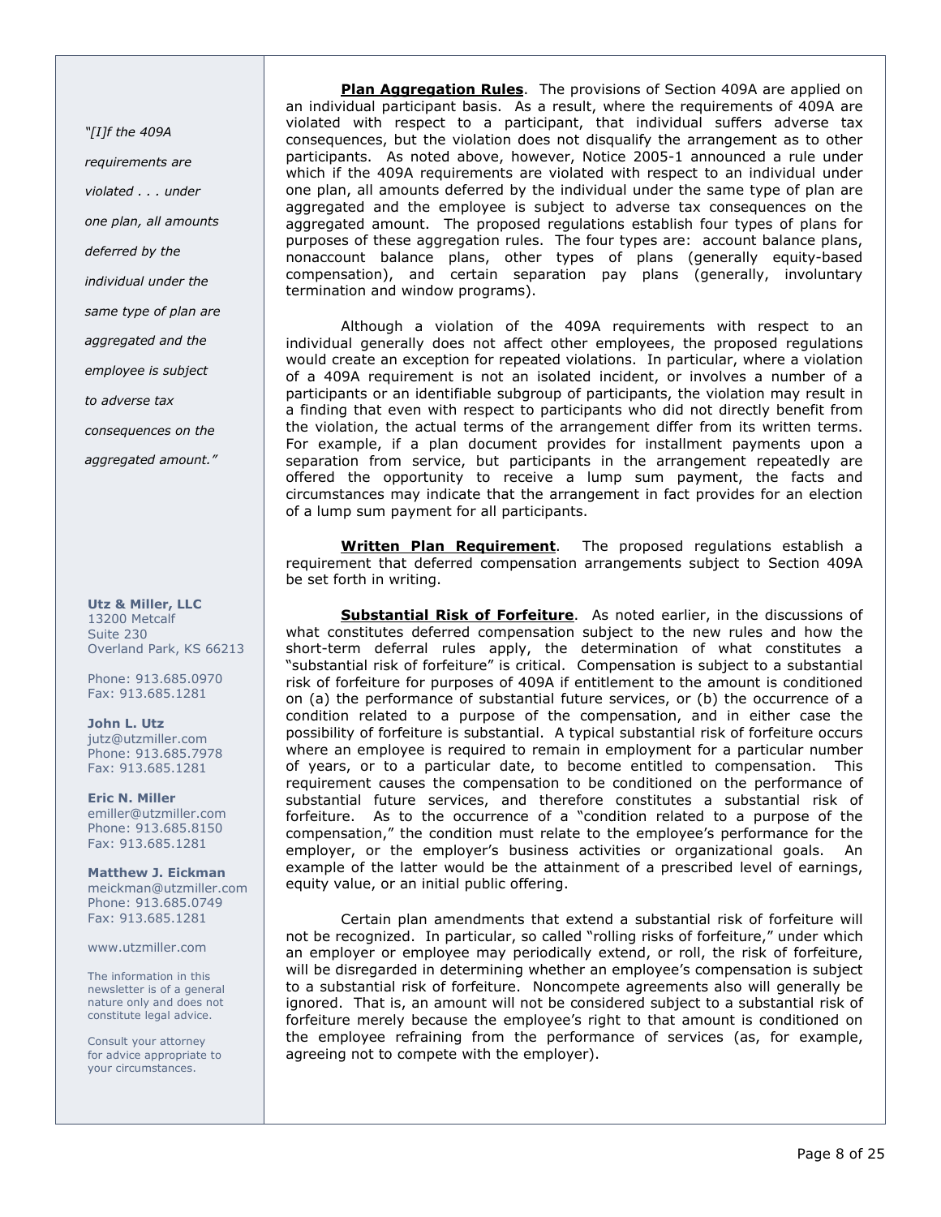*"[I]f the 409A requirements are violated . . . under one plan, all amounts deferred by the individual under the same type of plan are aggregated and the employee is subject to adverse tax consequences on the aggregated amount."*

**Utz & Miller, LLC**
13200 Metcalf
Suite 230
Overland Park, KS 66213

Phone: 913.685.0970
Fax: 913.685.1281

**John L. Utz**
jutz@utzmiller.com
Phone: 913.685.7978
Fax: 913.685.1281

**Eric N. Miller**
emiller@utzmiller.com
Phone: 913.685.8150
Fax: 913.685.1281

**Matthew J. Eickman**
meickman@utzmiller.com
Phone: 913.685.0749
Fax: 913.685.1281

www.utzmiller.com

The information in this newsletter is of a general nature only and does not constitute legal advice.

Consult your attorney for advice appropriate to your circumstances.

**Plan Aggregation Rules**. The provisions of Section 409A are applied on an individual participant basis. As a result, where the requirements of 409A are violated with respect to a participant, that individual suffers adverse tax consequences, but the violation does not disqualify the arrangement as to other participants. As noted above, however, Notice 2005-1 announced a rule under which if the 409A requirements are violated with respect to an individual under one plan, all amounts deferred by the individual under the same type of plan are aggregated and the employee is subject to adverse tax consequences on the aggregated amount. The proposed regulations establish four types of plans for purposes of these aggregation rules. The four types are: account balance plans, nonaccount balance plans, other types of plans (generally equity-based compensation), and certain separation pay plans (generally, involuntary termination and window programs).

Although a violation of the 409A requirements with respect to an individual generally does not affect other employees, the proposed regulations would create an exception for repeated violations. In particular, where a violation of a 409A requirement is not an isolated incident, or involves a number of a participants or an identifiable subgroup of participants, the violation may result in a finding that even with respect to participants who did not directly benefit from the violation, the actual terms of the arrangement differ from its written terms. For example, if a plan document provides for installment payments upon a separation from service, but participants in the arrangement repeatedly are offered the opportunity to receive a lump sum payment, the facts and circumstances may indicate that the arrangement in fact provides for an election of a lump sum payment for all participants.

**Written Plan Requirement**. The proposed regulations establish a requirement that deferred compensation arrangements subject to Section 409A be set forth in writing.

**Substantial Risk of Forfeiture**. As noted earlier, in the discussions of what constitutes deferred compensation subject to the new rules and how the short-term deferral rules apply, the determination of what constitutes a "substantial risk of forfeiture" is critical. Compensation is subject to a substantial risk of forfeiture for purposes of 409A if entitlement to the amount is conditioned on (a) the performance of substantial future services, or (b) the occurrence of a condition related to a purpose of the compensation, and in either case the possibility of forfeiture is substantial. A typical substantial risk of forfeiture occurs where an employee is required to remain in employment for a particular number of years, or to a particular date, to become entitled to compensation. This requirement causes the compensation to be conditioned on the performance of substantial future services, and therefore constitutes a substantial risk of forfeiture. As to the occurrence of a "condition related to a purpose of the compensation," the condition must relate to the employee's performance for the employer, or the employer's business activities or organizational goals. An example of the latter would be the attainment of a prescribed level of earnings, equity value, or an initial public offering.

Certain plan amendments that extend a substantial risk of forfeiture will not be recognized. In particular, so called "rolling risks of forfeiture," under which an employer or employee may periodically extend, or roll, the risk of forfeiture, will be disregarded in determining whether an employee's compensation is subject to a substantial risk of forfeiture. Noncompete agreements also will generally be ignored. That is, an amount will not be considered subject to a substantial risk of forfeiture merely because the employee's right to that amount is conditioned on the employee refraining from the performance of services (as, for example, agreeing not to compete with the employer).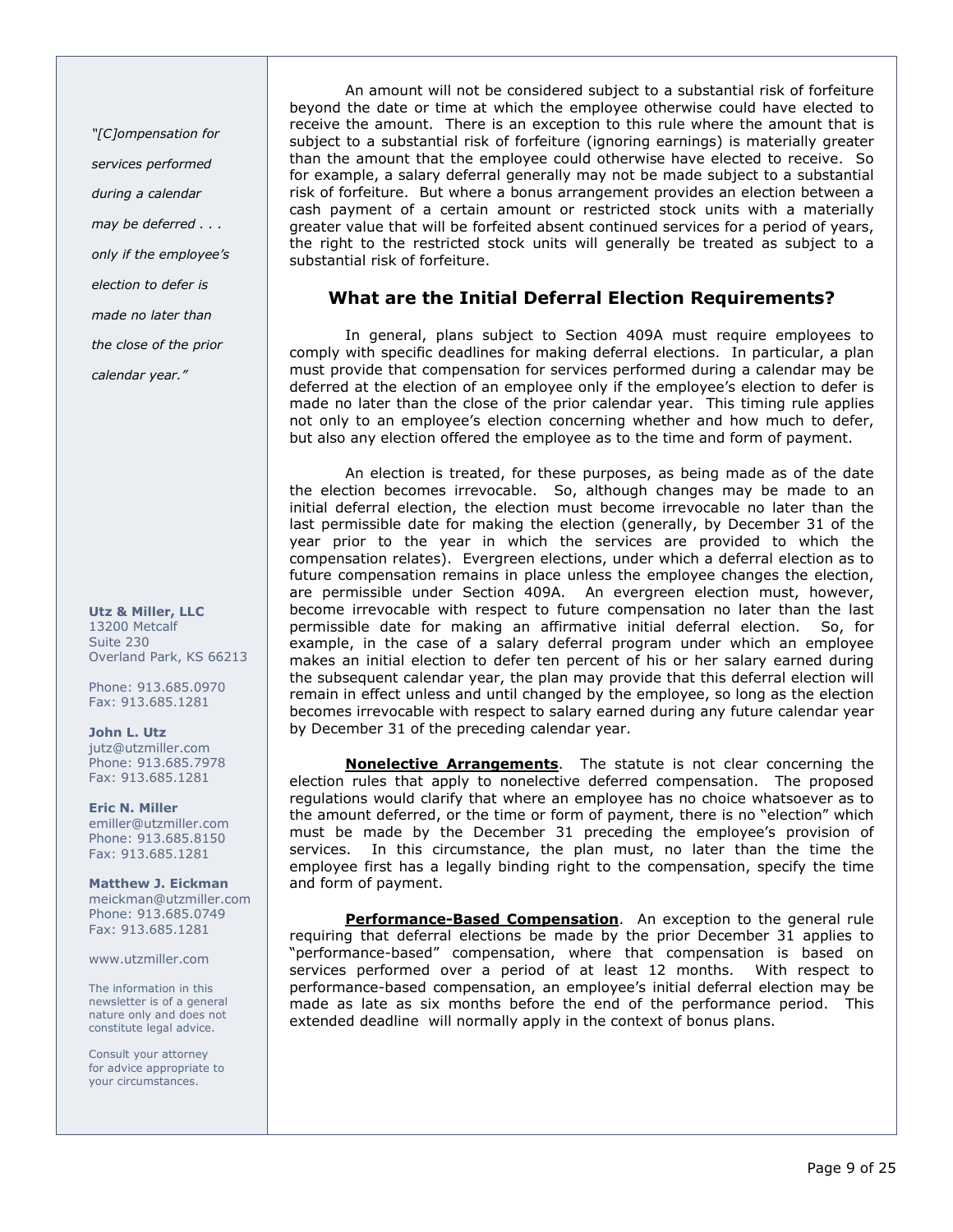*"[C]ompensation for services performed during a calendar may be deferred . . . only if the employee's election to defer is made no later than the close of the prior calendar year."*

**Utz & Miller, LLC**
13200 Metcalf
Suite 230
Overland Park, KS 66213

Phone: 913.685.0970
Fax: 913.685.1281

**John L. Utz**
jutz@utzmiller.com
Phone: 913.685.7978
Fax: 913.685.1281

**Eric N. Miller**
emiller@utzmiller.com
Phone: 913.685.8150
Fax: 913.685.1281

**Matthew J. Eickman**
meickman@utzmiller.com
Phone: 913.685.0749
Fax: 913.685.1281

www.utzmiller.com

The information in this newsletter is of a general nature only and does not constitute legal advice.

Consult your attorney for advice appropriate to your circumstances.

An amount will not be considered subject to a substantial risk of forfeiture beyond the date or time at which the employee otherwise could have elected to receive the amount. There is an exception to this rule where the amount that is subject to a substantial risk of forfeiture (ignoring earnings) is materially greater than the amount that the employee could otherwise have elected to receive. So for example, a salary deferral generally may not be made subject to a substantial risk of forfeiture. But where a bonus arrangement provides an election between a cash payment of a certain amount or restricted stock units with a materially greater value that will be forfeited absent continued services for a period of years, the right to the restricted stock units will generally be treated as subject to a substantial risk of forfeiture.

## What are the Initial Deferral Election Requirements?

In general, plans subject to Section 409A must require employees to comply with specific deadlines for making deferral elections. In particular, a plan must provide that compensation for services performed during a calendar may be deferred at the election of an employee only if the employee's election to defer is made no later than the close of the prior calendar year. This timing rule applies not only to an employee's election concerning whether and how much to defer, but also any election offered the employee as to the time and form of payment.

An election is treated, for these purposes, as being made as of the date the election becomes irrevocable. So, although changes may be made to an initial deferral election, the election must become irrevocable no later than the last permissible date for making the election (generally, by December 31 of the year prior to the year in which the services are provided to which the compensation relates). Evergreen elections, under which a deferral election as to future compensation remains in place unless the employee changes the election, are permissible under Section 409A. An evergreen election must, however, become irrevocable with respect to future compensation no later than the last permissible date for making an affirmative initial deferral election. So, for example, in the case of a salary deferral program under which an employee makes an initial election to defer ten percent of his or her salary earned during the subsequent calendar year, the plan may provide that this deferral election will remain in effect unless and until changed by the employee, so long as the election becomes irrevocable with respect to salary earned during any future calendar year by December 31 of the preceding calendar year.

**Nonelective Arrangements**. The statute is not clear concerning the election rules that apply to nonelective deferred compensation. The proposed regulations would clarify that where an employee has no choice whatsoever as to the amount deferred, or the time or form of payment, there is no "election" which must be made by the December 31 preceding the employee's provision of services. In this circumstance, the plan must, no later than the time the employee first has a legally binding right to the compensation, specify the time and form of payment.

**Performance-Based Compensation**. An exception to the general rule requiring that deferral elections be made by the prior December 31 applies to "performance-based" compensation, where that compensation is based on services performed over a period of at least 12 months. With respect to performance-based compensation, an employee's initial deferral election may be made as late as six months before the end of the performance period. This extended deadline will normally apply in the context of bonus plans.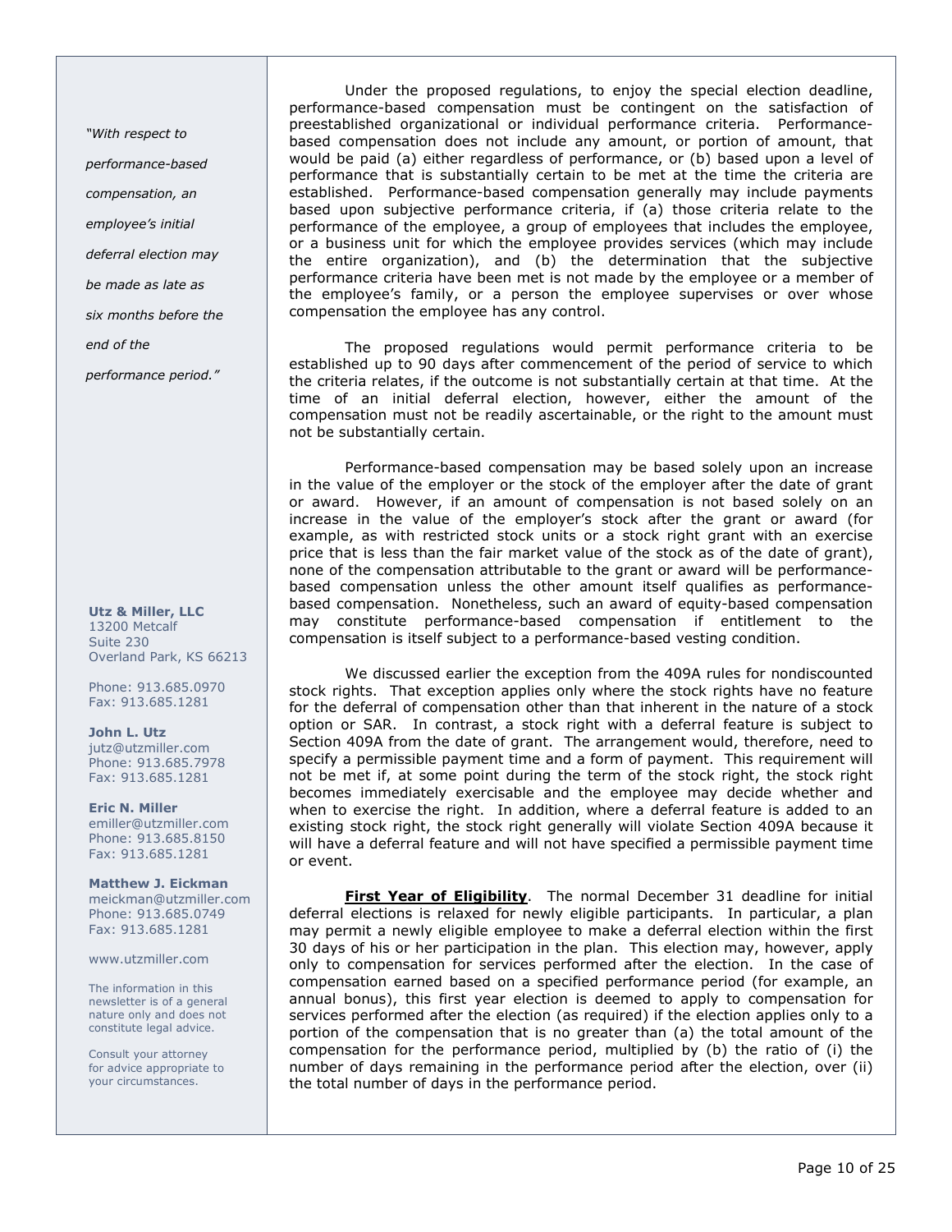Under the proposed regulations, to enjoy the special election deadline, performance-based compensation must be contingent on the satisfaction of preestablished organizational or individual performance criteria. Performance-based compensation does not include any amount, or portion of amount, that would be paid (a) either regardless of performance, or (b) based upon a level of performance that is substantially certain to be met at the time the criteria are established. Performance-based compensation generally may include payments based upon subjective performance criteria, if (a) those criteria relate to the performance of the employee, a group of employees that includes the employee, or a business unit for which the employee provides services (which may include the entire organization), and (b) the determination that the subjective performance criteria have been met is not made by the employee or a member of the employee's family, or a person the employee supervises or over whose compensation the employee has any control.

The proposed regulations would permit performance criteria to be established up to 90 days after commencement of the period of service to which the criteria relates, if the outcome is not substantially certain at that time. At the time of an initial deferral election, however, either the amount of the compensation must not be readily ascertainable, or the right to the amount must not be substantially certain.

*"With respect to performance-based compensation, an employee's initial deferral election may be made as late as six months before the end of the performance period."*

Performance-based compensation may be based solely upon an increase in the value of the employer or the stock of the employer after the date of grant or award. However, if an amount of compensation is not based solely on an increase in the value of the employer's stock after the grant or award (for example, as with restricted stock units or a stock right grant with an exercise price that is less than the fair market value of the stock as of the date of grant), none of the compensation attributable to the grant or award will be performance-based compensation unless the other amount itself qualifies as performance-based compensation. Nonetheless, such an award of equity-based compensation may constitute performance-based compensation if entitlement to the compensation is itself subject to a performance-based vesting condition.

We discussed earlier the exception from the 409A rules for nondiscounted stock rights. That exception applies only where the stock rights have no feature for the deferral of compensation other than that inherent in the nature of a stock option or SAR. In contrast, a stock right with a deferral feature is subject to Section 409A from the date of grant. The arrangement would, therefore, need to specify a permissible payment time and a form of payment. This requirement will not be met if, at some point during the term of the stock right, the stock right becomes immediately exercisable and the employee may decide whether and when to exercise the right. In addition, where a deferral feature is added to an existing stock right, the stock right generally will violate Section 409A because it will have a deferral feature and will not have specified a permissible payment time or event.

**First Year of Eligibility**. The normal December 31 deadline for initial deferral elections is relaxed for newly eligible participants. In particular, a plan may permit a newly eligible employee to make a deferral election within the first 30 days of his or her participation in the plan. This election may, however, apply only to compensation for services performed after the election. In the case of compensation earned based on a specified performance period (for example, an annual bonus), this first year election is deemed to apply to compensation for services performed after the election (as required) if the election applies only to a portion of the compensation that is no greater than (a) the total amount of the compensation for the performance period, multiplied by (b) the ratio of (i) the number of days remaining in the performance period after the election, over (ii) the total number of days in the performance period.

**Utz & Miller, LLC**
13200 Metcalf
Suite 230
Overland Park, KS 66213

Phone: 913.685.0970
Fax: 913.685.1281

**John L. Utz**
jutz@utzmiller.com
Phone: 913.685.7978
Fax: 913.685.1281

**Eric N. Miller**
emiller@utzmiller.com
Phone: 913.685.8150
Fax: 913.685.1281

**Matthew J. Eickman**
meickman@utzmiller.com
Phone: 913.685.0749
Fax: 913.685.1281

www.utzmiller.com

The information in this newsletter is of a general nature only and does not constitute legal advice.

Consult your attorney for advice appropriate to your circumstances.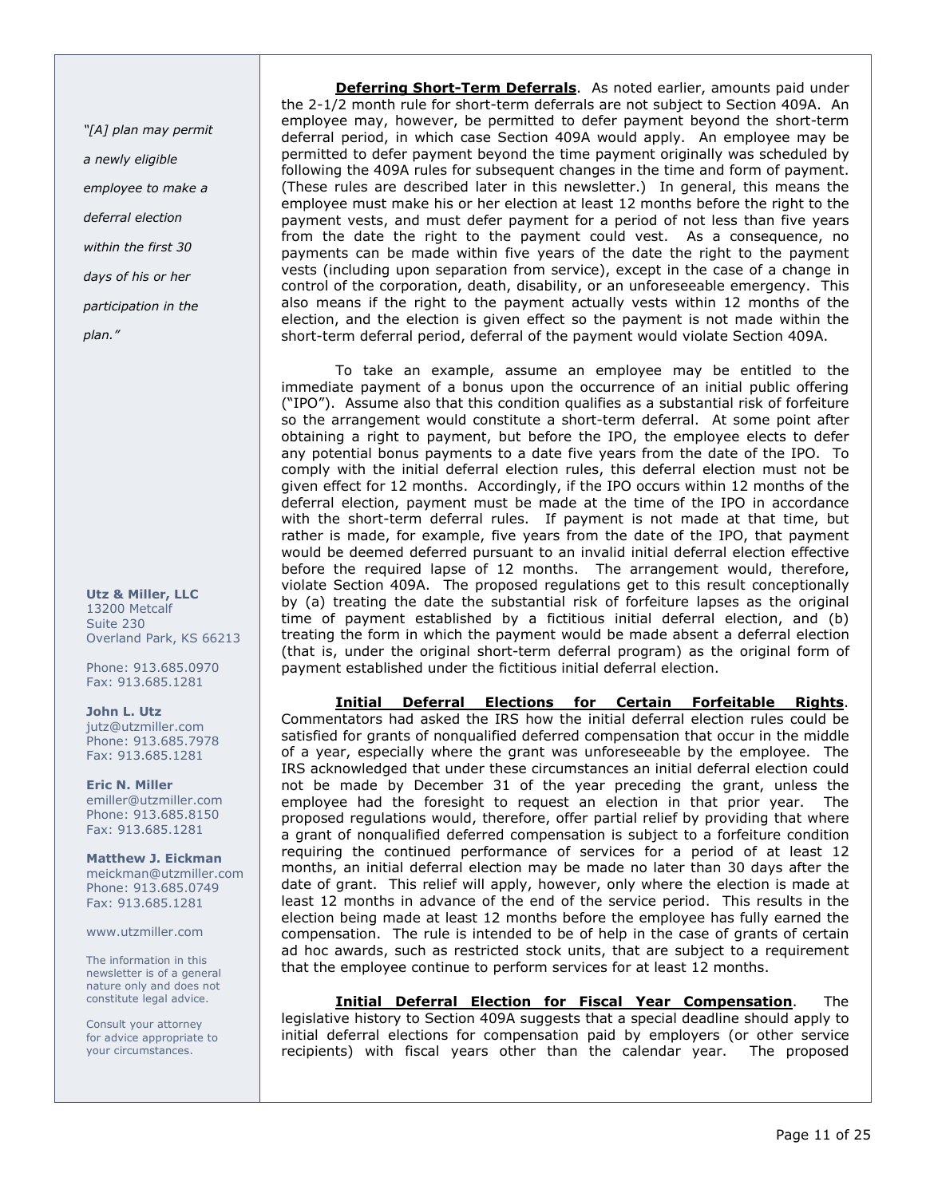*"[A] plan may permit a newly eligible employee to make a deferral election within the first 30 days of his or her participation in the plan."*

**Utz & Miller, LLC**
13200 Metcalf
Suite 230
Overland Park, KS 66213

Phone: 913.685.0970
Fax: 913.685.1281

**John L. Utz**
jutz@utzmiller.com
Phone: 913.685.7978
Fax: 913.685.1281

**Eric N. Miller**
emiller@utzmiller.com
Phone: 913.685.8150
Fax: 913.685.1281

**Matthew J. Eickman**
meickman@utzmiller.com
Phone: 913.685.0749
Fax: 913.685.1281

www.utzmiller.com

The information in this newsletter is of a general nature only and does not constitute legal advice.

Consult your attorney for advice appropriate to your circumstances.

**Deferring Short-Term Deferrals**. As noted earlier, amounts paid under the 2-1/2 month rule for short-term deferrals are not subject to Section 409A. An employee may, however, be permitted to defer payment beyond the short-term deferral period, in which case Section 409A would apply. An employee may be permitted to defer payment beyond the time payment originally was scheduled by following the 409A rules for subsequent changes in the time and form of payment. (These rules are described later in this newsletter.) In general, this means the employee must make his or her election at least 12 months before the right to the payment vests, and must defer payment for a period of not less than five years from the date the right to the payment could vest. As a consequence, no payments can be made within five years of the date the right to the payment vests (including upon separation from service), except in the case of a change in control of the corporation, death, disability, or an unforeseeable emergency. This also means if the right to the payment actually vests within 12 months of the election, and the election is given effect so the payment is not made within the short-term deferral period, deferral of the payment would violate Section 409A.

To take an example, assume an employee may be entitled to the immediate payment of a bonus upon the occurrence of an initial public offering ("IPO"). Assume also that this condition qualifies as a substantial risk of forfeiture so the arrangement would constitute a short-term deferral. At some point after obtaining a right to payment, but before the IPO, the employee elects to defer any potential bonus payments to a date five years from the date of the IPO. To comply with the initial deferral election rules, this deferral election must not be given effect for 12 months. Accordingly, if the IPO occurs within 12 months of the deferral election, payment must be made at the time of the IPO in accordance with the short-term deferral rules. If payment is not made at that time, but rather is made, for example, five years from the date of the IPO, that payment would be deemed deferred pursuant to an invalid initial deferral election effective before the required lapse of 12 months. The arrangement would, therefore, violate Section 409A. The proposed regulations get to this result conceptionally by (a) treating the date the substantial risk of forfeiture lapses as the original time of payment established by a fictitious initial deferral election, and (b) treating the form in which the payment would be made absent a deferral election (that is, under the original short-term deferral program) as the original form of payment established under the fictitious initial deferral election.

**Initial Deferral Elections for Certain Forfeitable Rights**. Commentators had asked the IRS how the initial deferral election rules could be satisfied for grants of nonqualified deferred compensation that occur in the middle of a year, especially where the grant was unforeseeable by the employee. The IRS acknowledged that under these circumstances an initial deferral election could not be made by December 31 of the year preceding the grant, unless the employee had the foresight to request an election in that prior year. The proposed regulations would, therefore, offer partial relief by providing that where a grant of nonqualified deferred compensation is subject to a forfeiture condition requiring the continued performance of services for a period of at least 12 months, an initial deferral election may be made no later than 30 days after the date of grant. This relief will apply, however, only where the election is made at least 12 months in advance of the end of the service period. This results in the election being made at least 12 months before the employee has fully earned the compensation. The rule is intended to be of help in the case of grants of certain ad hoc awards, such as restricted stock units, that are subject to a requirement that the employee continue to perform services for at least 12 months.

**Initial Deferral Election for Fiscal Year Compensation**. The legislative history to Section 409A suggests that a special deadline should apply to initial deferral elections for compensation paid by employers (or other service recipients) with fiscal years other than the calendar year. The proposed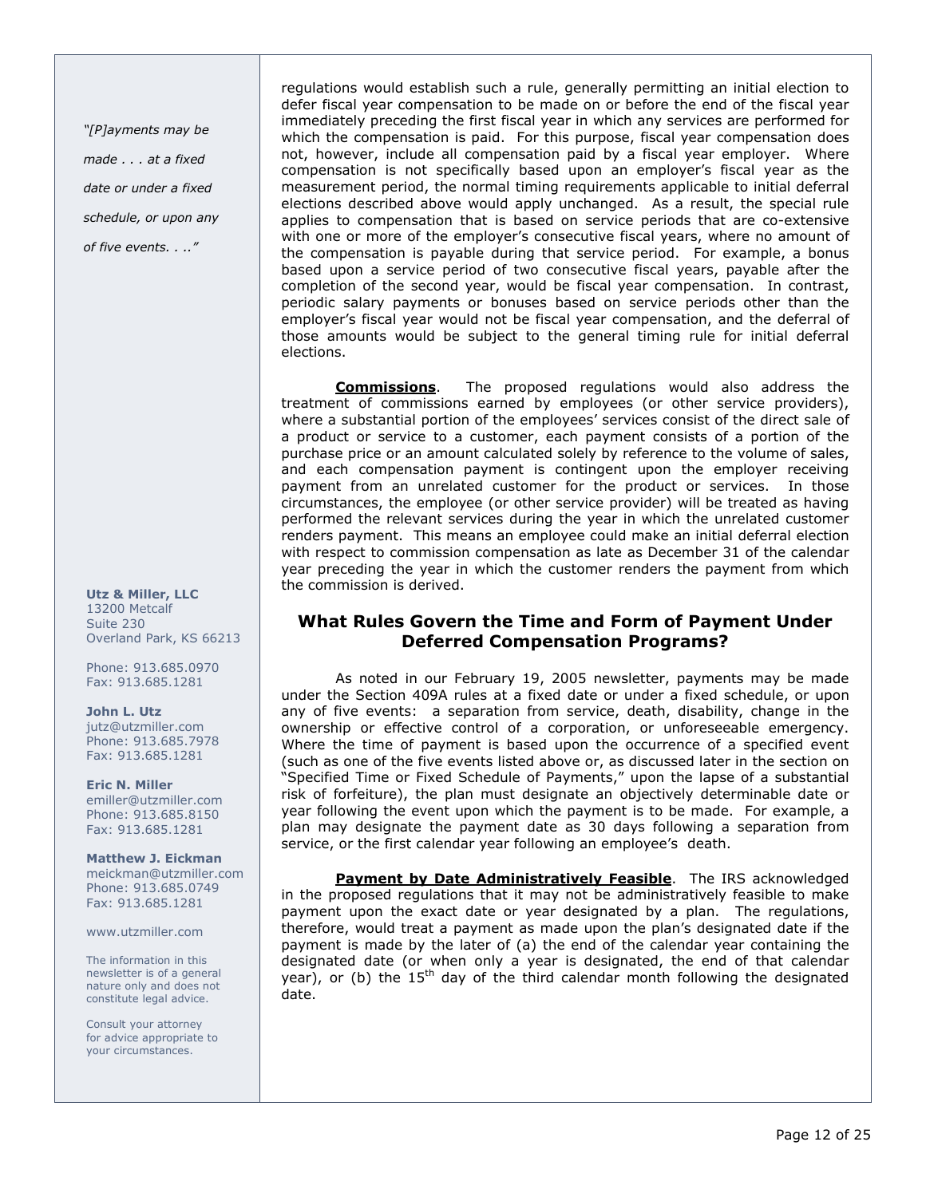*"[P]ayments may be made . . . at a fixed date or under a fixed schedule, or upon any of five events. . .."*

regulations would establish such a rule, generally permitting an initial election to defer fiscal year compensation to be made on or before the end of the fiscal year immediately preceding the first fiscal year in which any services are performed for which the compensation is paid. For this purpose, fiscal year compensation does not, however, include all compensation paid by a fiscal year employer. Where compensation is not specifically based upon an employer's fiscal year as the measurement period, the normal timing requirements applicable to initial deferral elections described above would apply unchanged. As a result, the special rule applies to compensation that is based on service periods that are co-extensive with one or more of the employer's consecutive fiscal years, where no amount of the compensation is payable during that service period. For example, a bonus based upon a service period of two consecutive fiscal years, payable after the completion of the second year, would be fiscal year compensation. In contrast, periodic salary payments or bonuses based on service periods other than the employer's fiscal year would not be fiscal year compensation, and the deferral of those amounts would be subject to the general timing rule for initial deferral elections.

**Commissions**. The proposed regulations would also address the treatment of commissions earned by employees (or other service providers), where a substantial portion of the employees' services consist of the direct sale of a product or service to a customer, each payment consists of a portion of the purchase price or an amount calculated solely by reference to the volume of sales, and each compensation payment is contingent upon the employer receiving payment from an unrelated customer for the product or services. In those circumstances, the employee (or other service provider) will be treated as having performed the relevant services during the year in which the unrelated customer renders payment. This means an employee could make an initial deferral election with respect to commission compensation as late as December 31 of the calendar year preceding the year in which the customer renders the payment from which the commission is derived.

## What Rules Govern the Time and Form of Payment Under Deferred Compensation Programs?

As noted in our February 19, 2005 newsletter, payments may be made under the Section 409A rules at a fixed date or under a fixed schedule, or upon any of five events: a separation from service, death, disability, change in the ownership or effective control of a corporation, or unforeseeable emergency. Where the time of payment is based upon the occurrence of a specified event (such as one of the five events listed above or, as discussed later in the section on "Specified Time or Fixed Schedule of Payments," upon the lapse of a substantial risk of forfeiture), the plan must designate an objectively determinable date or year following the event upon which the payment is to be made. For example, a plan may designate the payment date as 30 days following a separation from service, or the first calendar year following an employee's death.

**Payment by Date Administratively Feasible**. The IRS acknowledged in the proposed regulations that it may not be administratively feasible to make payment upon the exact date or year designated by a plan. The regulations, therefore, would treat a payment as made upon the plan's designated date if the payment is made by the later of (a) the end of the calendar year containing the designated date (or when only a year is designated, the end of that calendar year), or (b) the 15th day of the third calendar month following the designated date.

**Utz & Miller, LLC**
13200 Metcalf
Suite 230
Overland Park, KS 66213

Phone: 913.685.0970
Fax: 913.685.1281

**John L. Utz**
jutz@utzmiller.com
Phone: 913.685.7978
Fax: 913.685.1281

**Eric N. Miller**
emiller@utzmiller.com
Phone: 913.685.8150
Fax: 913.685.1281

**Matthew J. Eickman**
meickman@utzmiller.com
Phone: 913.685.0749
Fax: 913.685.1281

www.utzmiller.com

The information in this newsletter is of a general nature only and does not constitute legal advice.

Consult your attorney for advice appropriate to your circumstances.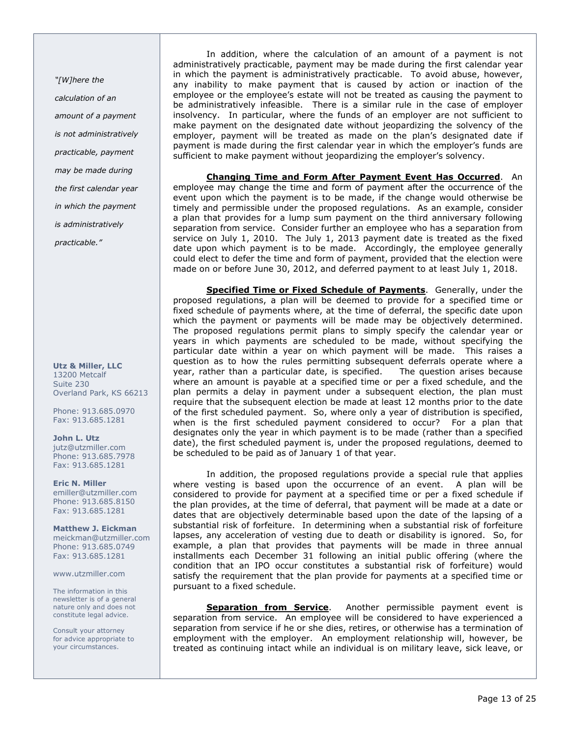*"[W]here the calculation of an amount of a payment is not administratively practicable, payment may be made during the first calendar year in which the payment is administratively practicable."*

**Utz & Miller, LLC**
13200 Metcalf
Suite 230
Overland Park, KS 66213

Phone: 913.685.0970
Fax: 913.685.1281

**John L. Utz**
jutz@utzmiller.com
Phone: 913.685.7978
Fax: 913.685.1281

**Eric N. Miller**
emiller@utzmiller.com
Phone: 913.685.8150
Fax: 913.685.1281

**Matthew J. Eickman**
meickman@utzmiller.com
Phone: 913.685.0749
Fax: 913.685.1281

www.utzmiller.com

The information in this newsletter is of a general nature only and does not constitute legal advice.

Consult your attorney for advice appropriate to your circumstances.

In addition, where the calculation of an amount of a payment is not administratively practicable, payment may be made during the first calendar year in which the payment is administratively practicable. To avoid abuse, however, any inability to make payment that is caused by action or inaction of the employee or the employee's estate will not be treated as causing the payment to be administratively infeasible. There is a similar rule in the case of employer insolvency. In particular, where the funds of an employer are not sufficient to make payment on the designated date without jeopardizing the solvency of the employer, payment will be treated as made on the plan's designated date if payment is made during the first calendar year in which the employer's funds are sufficient to make payment without jeopardizing the employer's solvency.

**Changing Time and Form After Payment Event Has Occurred**. An employee may change the time and form of payment after the occurrence of the event upon which the payment is to be made, if the change would otherwise be timely and permissible under the proposed regulations. As an example, consider a plan that provides for a lump sum payment on the third anniversary following separation from service. Consider further an employee who has a separation from service on July 1, 2010. The July 1, 2013 payment date is treated as the fixed date upon which payment is to be made. Accordingly, the employee generally could elect to defer the time and form of payment, provided that the election were made on or before June 30, 2012, and deferred payment to at least July 1, 2018.

**Specified Time or Fixed Schedule of Payments**. Generally, under the proposed regulations, a plan will be deemed to provide for a specified time or fixed schedule of payments where, at the time of deferral, the specific date upon which the payment or payments will be made may be objectively determined. The proposed regulations permit plans to simply specify the calendar year or years in which payments are scheduled to be made, without specifying the particular date within a year on which payment will be made. This raises a question as to how the rules permitting subsequent deferrals operate where a year, rather than a particular date, is specified. The question arises because where an amount is payable at a specified time or per a fixed schedule, and the plan permits a delay in payment under a subsequent election, the plan must require that the subsequent election be made at least 12 months prior to the date of the first scheduled payment. So, where only a year of distribution is specified, when is the first scheduled payment considered to occur? For a plan that designates only the year in which payment is to be made (rather than a specified date), the first scheduled payment is, under the proposed regulations, deemed to be scheduled to be paid as of January 1 of that year.

In addition, the proposed regulations provide a special rule that applies where vesting is based upon the occurrence of an event. A plan will be considered to provide for payment at a specified time or per a fixed schedule if the plan provides, at the time of deferral, that payment will be made at a date or dates that are objectively determinable based upon the date of the lapsing of a substantial risk of forfeiture. In determining when a substantial risk of forfeiture lapses, any acceleration of vesting due to death or disability is ignored. So, for example, a plan that provides that payments will be made in three annual installments each December 31 following an initial public offering (where the condition that an IPO occur constitutes a substantial risk of forfeiture) would satisfy the requirement that the plan provide for payments at a specified time or pursuant to a fixed schedule.

**Separation from Service**. Another permissible payment event is separation from service. An employee will be considered to have experienced a separation from service if he or she dies, retires, or otherwise has a termination of employment with the employer. An employment relationship will, however, be treated as continuing intact while an individual is on military leave, sick leave, or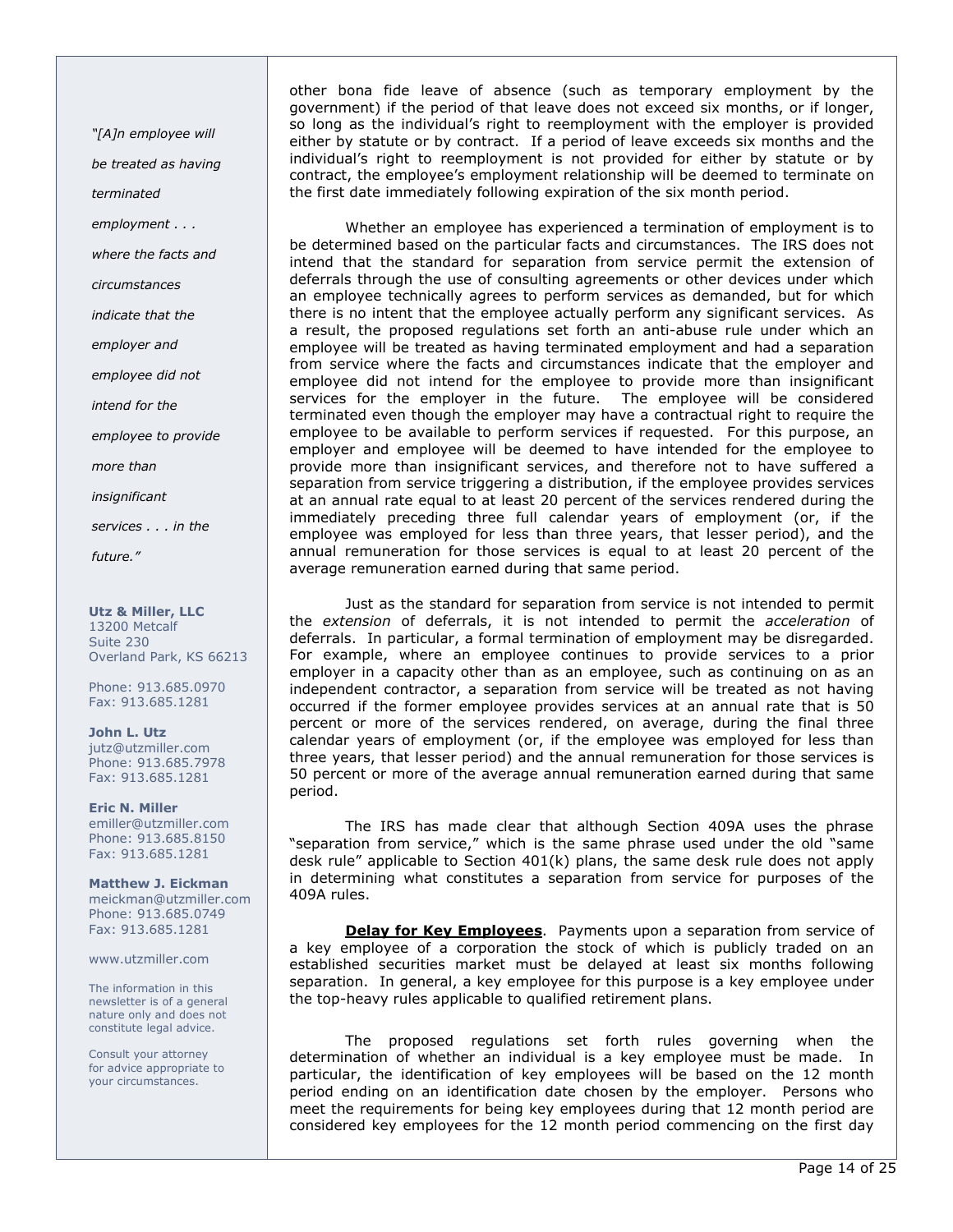other bona fide leave of absence (such as temporary employment by the government) if the period of that leave does not exceed six months, or if longer, so long as the individual's right to reemployment with the employer is provided either by statute or by contract. If a period of leave exceeds six months and the individual's right to reemployment is not provided for either by statute or by contract, the employee's employment relationship will be deemed to terminate on the first date immediately following expiration of the six month period.

Whether an employee has experienced a termination of employment is to be determined based on the particular facts and circumstances. The IRS does not intend that the standard for separation from service permit the extension of deferrals through the use of consulting agreements or other devices under which an employee technically agrees to perform services as demanded, but for which there is no intent that the employee actually perform any significant services. As a result, the proposed regulations set forth an anti-abuse rule under which an employee will be treated as having terminated employment and had a separation from service where the facts and circumstances indicate that the employer and employee did not intend for the employee to provide more than insignificant services for the employer in the future. The employee will be considered terminated even though the employer may have a contractual right to require the employee to be available to perform services if requested. For this purpose, an employer and employee will be deemed to have intended for the employee to provide more than insignificant services, and therefore not to have suffered a separation from service triggering a distribution, if the employee provides services at an annual rate equal to at least 20 percent of the services rendered during the immediately preceding three full calendar years of employment (or, if the employee was employed for less than three years, that lesser period), and the annual remuneration for those services is equal to at least 20 percent of the average remuneration earned during that same period.

*"[A]n employee will be treated as having terminated employment . . . where the facts and circumstances indicate that the employer and employee did not intend for the employee to provide more than insignificant services . . . in the future."*

Just as the standard for separation from service is not intended to permit the *extension* of deferrals, it is not intended to permit the *acceleration* of deferrals. In particular, a formal termination of employment may be disregarded. For example, where an employee continues to provide services to a prior employer in a capacity other than as an employee, such as continuing on as an independent contractor, a separation from service will be treated as not having occurred if the former employee provides services at an annual rate that is 50 percent or more of the services rendered, on average, during the final three calendar years of employment (or, if the employee was employed for less than three years, that lesser period) and the annual remuneration for those services is 50 percent or more of the average annual remuneration earned during that same period.

The IRS has made clear that although Section 409A uses the phrase "separation from service," which is the same phrase used under the old "same desk rule" applicable to Section 401(k) plans, the same desk rule does not apply in determining what constitutes a separation from service for purposes of the 409A rules.

**Delay for Key Employees**. Payments upon a separation from service of a key employee of a corporation the stock of which is publicly traded on an established securities market must be delayed at least six months following separation. In general, a key employee for this purpose is a key employee under the top-heavy rules applicable to qualified retirement plans.

The proposed regulations set forth rules governing when the determination of whether an individual is a key employee must be made. In particular, the identification of key employees will be based on the 12 month period ending on an identification date chosen by the employer. Persons who meet the requirements for being key employees during that 12 month period are considered key employees for the 12 month period commencing on the first day

**Utz & Miller, LLC**
13200 Metcalf
Suite 230
Overland Park, KS 66213

Phone: 913.685.0970
Fax: 913.685.1281

**John L. Utz**
jutz@utzmiller.com
Phone: 913.685.7978
Fax: 913.685.1281

**Eric N. Miller**
emiller@utzmiller.com
Phone: 913.685.8150
Fax: 913.685.1281

**Matthew J. Eickman**
meickman@utzmiller.com
Phone: 913.685.0749
Fax: 913.685.1281

www.utzmiller.com

The information in this newsletter is of a general nature only and does not constitute legal advice.

Consult your attorney for advice appropriate to your circumstances.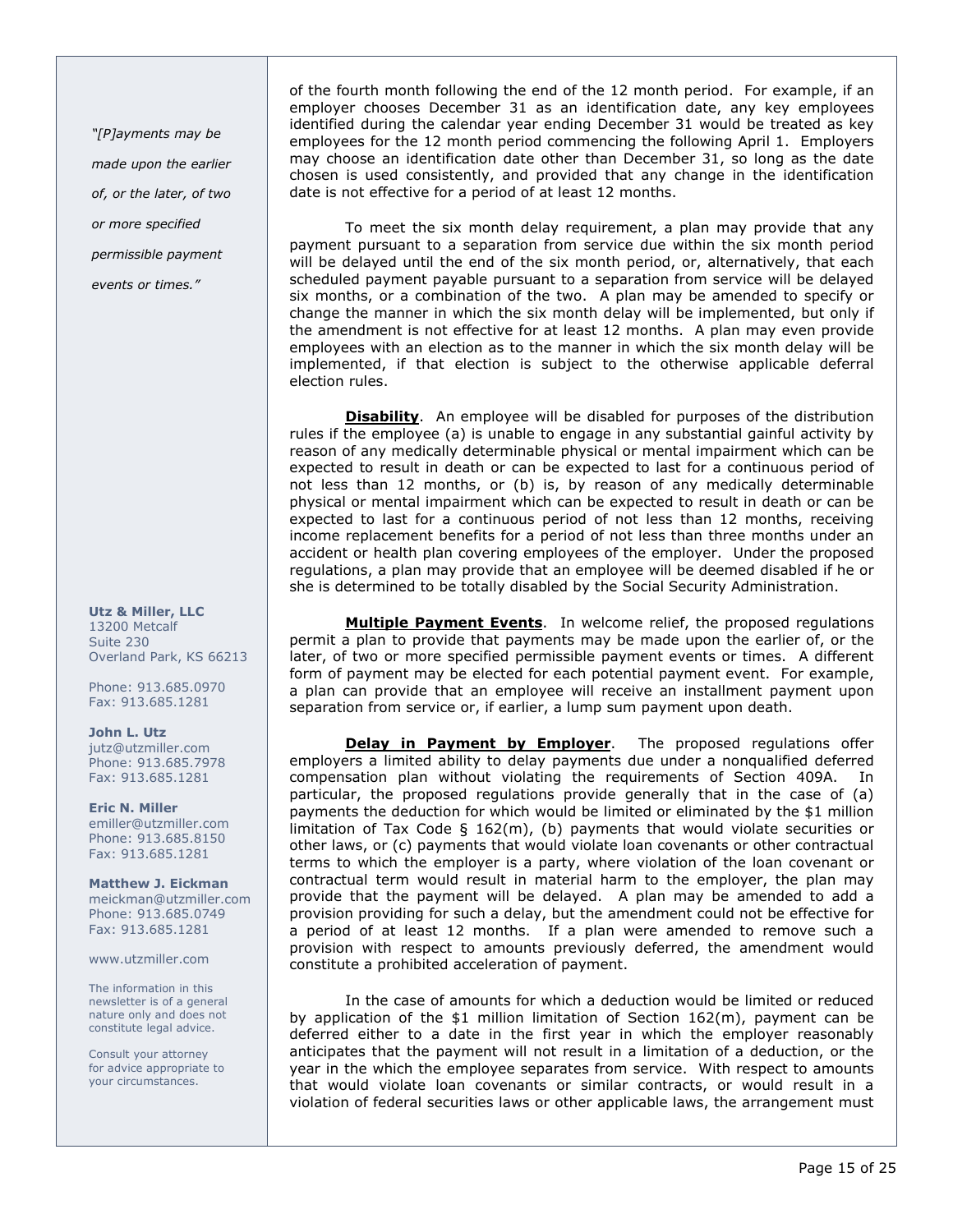of the fourth month following the end of the 12 month period. For example, if an employer chooses December 31 as an identification date, any key employees identified during the calendar year ending December 31 would be treated as key employees for the 12 month period commencing the following April 1. Employers may choose an identification date other than December 31, so long as the date chosen is used consistently, and provided that any change in the identification date is not effective for a period of at least 12 months.

To meet the six month delay requirement, a plan may provide that any payment pursuant to a separation from service due within the six month period will be delayed until the end of the six month period, or, alternatively, that each scheduled payment payable pursuant to a separation from service will be delayed six months, or a combination of the two. A plan may be amended to specify or change the manner in which the six month delay will be implemented, but only if the amendment is not effective for at least 12 months. A plan may even provide employees with an election as to the manner in which the six month delay will be implemented, if that election is subject to the otherwise applicable deferral election rules.

**Disability**. An employee will be disabled for purposes of the distribution rules if the employee (a) is unable to engage in any substantial gainful activity by reason of any medically determinable physical or mental impairment which can be expected to result in death or can be expected to last for a continuous period of not less than 12 months, or (b) is, by reason of any medically determinable physical or mental impairment which can be expected to result in death or can be expected to last for a continuous period of not less than 12 months, receiving income replacement benefits for a period of not less than three months under an accident or health plan covering employees of the employer. Under the proposed regulations, a plan may provide that an employee will be deemed disabled if he or she is determined to be totally disabled by the Social Security Administration.

*"[P]ayments may be made upon the earlier of, or the later, of two or more specified permissible payment events or times."*

**Multiple Payment Events**. In welcome relief, the proposed regulations permit a plan to provide that payments may be made upon the earlier of, or the later, of two or more specified permissible payment events or times. A different form of payment may be elected for each potential payment event. For example, a plan can provide that an employee will receive an installment payment upon separation from service or, if earlier, a lump sum payment upon death.

**Delay in Payment by Employer**. The proposed regulations offer employers a limited ability to delay payments due under a nonqualified deferred compensation plan without violating the requirements of Section 409A. In particular, the proposed regulations provide generally that in the case of (a) payments the deduction for which would be limited or eliminated by the $1 million limitation of Tax Code § 162(m), (b) payments that would violate securities or other laws, or (c) payments that would violate loan covenants or other contractual terms to which the employer is a party, where violation of the loan covenant or contractual term would result in material harm to the employer, the plan may provide that the payment will be delayed. A plan may be amended to add a provision providing for such a delay, but the amendment could not be effective for a period of at least 12 months. If a plan were amended to remove such a provision with respect to amounts previously deferred, the amendment would constitute a prohibited acceleration of payment.

In the case of amounts for which a deduction would be limited or reduced by application of the $1 million limitation of Section 162(m), payment can be deferred either to a date in the first year in which the employer reasonably anticipates that the payment will not result in a limitation of a deduction, or the year in the which the employee separates from service. With respect to amounts that would violate loan covenants or similar contracts, or would result in a violation of federal securities laws or other applicable laws, the arrangement must

**Utz & Miller, LLC**
13200 Metcalf
Suite 230
Overland Park, KS 66213

Phone: 913.685.0970
Fax: 913.685.1281

**John L. Utz**
jutz@utzmiller.com
Phone: 913.685.7978
Fax: 913.685.1281

**Eric N. Miller**
emiller@utzmiller.com
Phone: 913.685.8150
Fax: 913.685.1281

**Matthew J. Eickman**
meickman@utzmiller.com
Phone: 913.685.0749
Fax: 913.685.1281

www.utzmiller.com

The information in this newsletter is of a general nature only and does not constitute legal advice.

Consult your attorney for advice appropriate to your circumstances.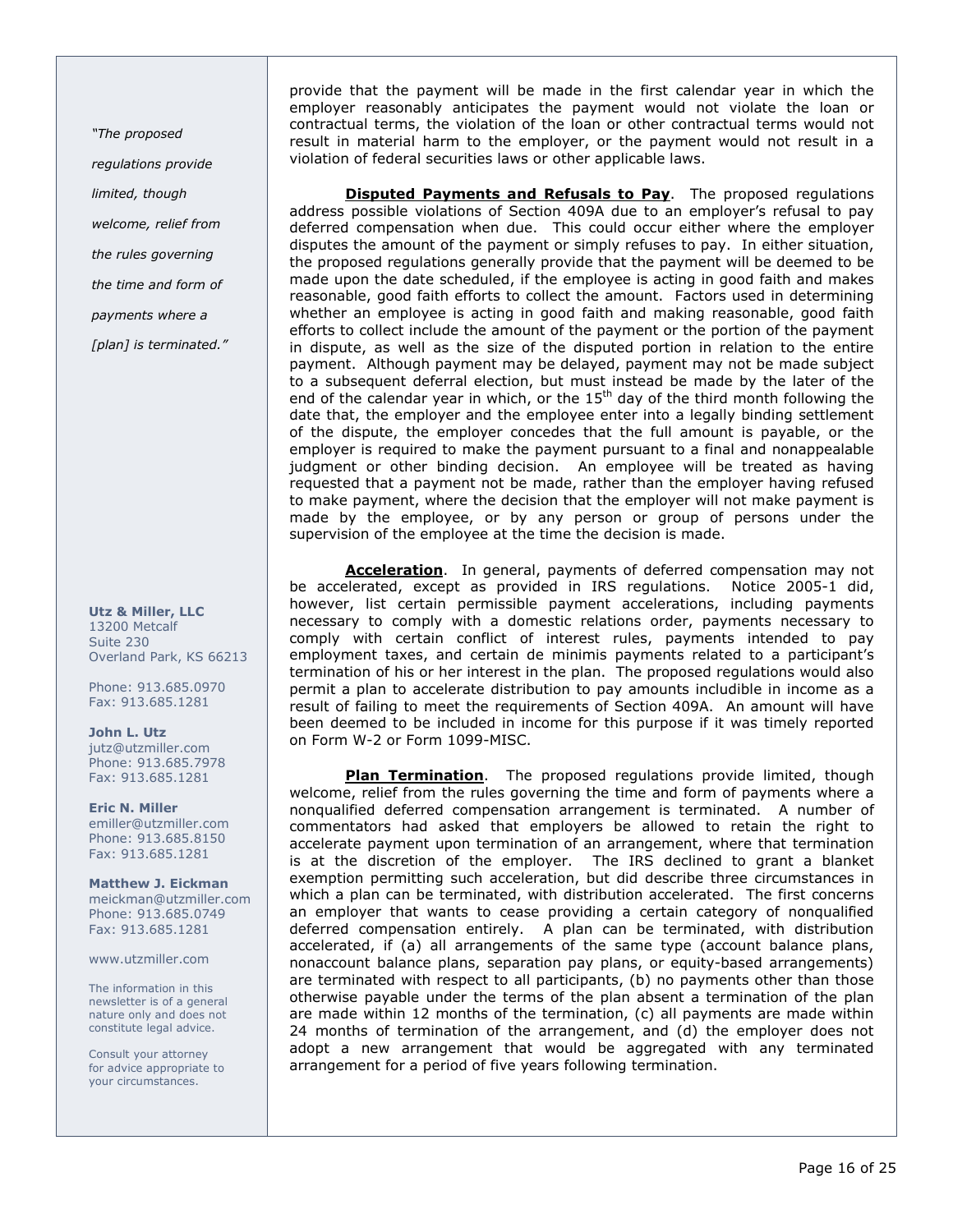provide that the payment will be made in the first calendar year in which the employer reasonably anticipates the payment would not violate the loan or contractual terms, the violation of the loan or other contractual terms would not result in material harm to the employer, or the payment would not result in a violation of federal securities laws or other applicable laws.

**Disputed Payments and Refusals to Pay**. The proposed regulations address possible violations of Section 409A due to an employer's refusal to pay deferred compensation when due. This could occur either where the employer disputes the amount of the payment or simply refuses to pay. In either situation, the proposed regulations generally provide that the payment will be deemed to be made upon the date scheduled, if the employee is acting in good faith and makes reasonable, good faith efforts to collect the amount. Factors used in determining whether an employee is acting in good faith and making reasonable, good faith efforts to collect include the amount of the payment or the portion of the payment in dispute, as well as the size of the disputed portion in relation to the entire payment. Although payment may be delayed, payment may not be made subject to a subsequent deferral election, but must instead be made by the later of the end of the calendar year in which, or the 15th day of the third month following the date that, the employer and the employee enter into a legally binding settlement of the dispute, the employer concedes that the full amount is payable, or the employer is required to make the payment pursuant to a final and nonappealable judgment or other binding decision. An employee will be treated as having requested that a payment not be made, rather than the employer having refused to make payment, where the decision that the employer will not make payment is made by the employee, or by any person or group of persons under the supervision of the employee at the time the decision is made.

**Acceleration**. In general, payments of deferred compensation may not be accelerated, except as provided in IRS regulations. Notice 2005-1 did, however, list certain permissible payment accelerations, including payments necessary to comply with a domestic relations order, payments necessary to comply with certain conflict of interest rules, payments intended to pay employment taxes, and certain de minimis payments related to a participant's termination of his or her interest in the plan. The proposed regulations would also permit a plan to accelerate distribution to pay amounts includible in income as a result of failing to meet the requirements of Section 409A. An amount will have been deemed to be included in income for this purpose if it was timely reported on Form W-2 or Form 1099-MISC.

**Plan Termination**. The proposed regulations provide limited, though welcome, relief from the rules governing the time and form of payments where a nonqualified deferred compensation arrangement is terminated. A number of commentators had asked that employers be allowed to retain the right to accelerate payment upon termination of an arrangement, where that termination is at the discretion of the employer. The IRS declined to grant a blanket exemption permitting such acceleration, but did describe three circumstances in which a plan can be terminated, with distribution accelerated. The first concerns an employer that wants to cease providing a certain category of nonqualified deferred compensation entirely. A plan can be terminated, with distribution accelerated, if (a) all arrangements of the same type (account balance plans, nonaccount balance plans, separation pay plans, or equity-based arrangements) are terminated with respect to all participants, (b) no payments other than those otherwise payable under the terms of the plan absent a termination of the plan are made within 12 months of the termination, (c) all payments are made within 24 months of termination of the arrangement, and (d) the employer does not adopt a new arrangement that would be aggregated with any terminated arrangement for a period of five years following termination.

*"The proposed regulations provide limited, though welcome, relief from the rules governing the time and form of payments where a [plan] is terminated."*

**Utz & Miller, LLC**
13200 Metcalf
Suite 230
Overland Park, KS 66213

Phone: 913.685.0970
Fax: 913.685.1281

**John L. Utz**
jutz@utzmiller.com
Phone: 913.685.7978
Fax: 913.685.1281

**Eric N. Miller**
emiller@utzmiller.com
Phone: 913.685.8150
Fax: 913.685.1281

**Matthew J. Eickman**
meickman@utzmiller.com
Phone: 913.685.0749
Fax: 913.685.1281

www.utzmiller.com

The information in this newsletter is of a general nature only and does not constitute legal advice.

Consult your attorney for advice appropriate to your circumstances.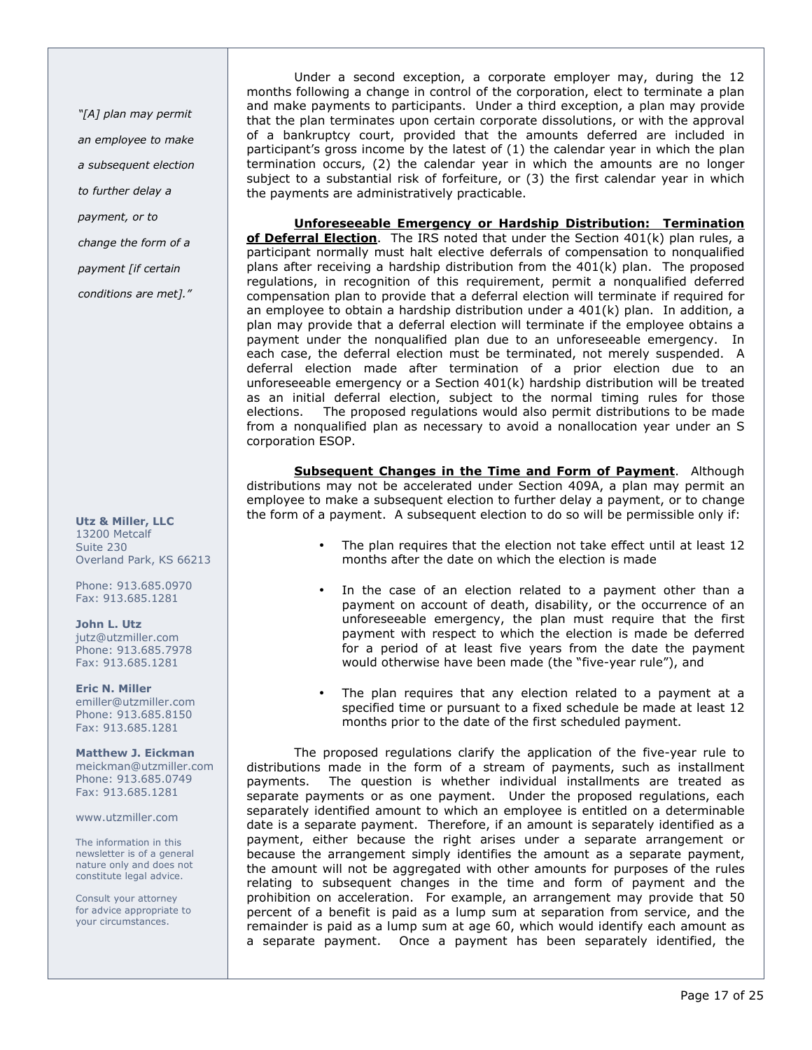Under a second exception, a corporate employer may, during the 12 months following a change in control of the corporation, elect to terminate a plan and make payments to participants. Under a third exception, a plan may provide that the plan terminates upon certain corporate dissolutions, or with the approval of a bankruptcy court, provided that the amounts deferred are included in participant's gross income by the latest of (1) the calendar year in which the plan termination occurs, (2) the calendar year in which the amounts are no longer subject to a substantial risk of forfeiture, or (3) the first calendar year in which the payments are administratively practicable.

**Unforeseeable Emergency or Hardship Distribution: Termination of Deferral Election**. The IRS noted that under the Section 401(k) plan rules, a participant normally must halt elective deferrals of compensation to nonqualified plans after receiving a hardship distribution from the 401(k) plan. The proposed regulations, in recognition of this requirement, permit a nonqualified deferred compensation plan to provide that a deferral election will terminate if required for an employee to obtain a hardship distribution under a 401(k) plan. In addition, a plan may provide that a deferral election will terminate if the employee obtains a payment under the nonqualified plan due to an unforeseeable emergency. In each case, the deferral election must be terminated, not merely suspended. A deferral election made after termination of a prior election due to an unforeseeable emergency or a Section 401(k) hardship distribution will be treated as an initial deferral election, subject to the normal timing rules for those elections. The proposed regulations would also permit distributions to be made from a nonqualified plan as necessary to avoid a nonallocation year under an S corporation ESOP.

*"[A] plan may permit an employee to make a subsequent election to further delay a payment, or to change the form of a payment [if certain conditions are met]."*

**Subsequent Changes in the Time and Form of Payment**. Although distributions may not be accelerated under Section 409A, a plan may permit an employee to make a subsequent election to further delay a payment, or to change the form of a payment. A subsequent election to do so will be permissible only if:

- The plan requires that the election not take effect until at least 12 months after the date on which the election is made
- In the case of an election related to a payment other than a payment on account of death, disability, or the occurrence of an unforeseeable emergency, the plan must require that the first payment with respect to which the election is made be deferred for a period of at least five years from the date the payment would otherwise have been made (the "five-year rule"), and
- The plan requires that any election related to a payment at a specified time or pursuant to a fixed schedule be made at least 12 months prior to the date of the first scheduled payment.

The proposed regulations clarify the application of the five-year rule to distributions made in the form of a stream of payments, such as installment payments. The question is whether individual installments are treated as separate payments or as one payment. Under the proposed regulations, each separately identified amount to which an employee is entitled on a determinable date is a separate payment. Therefore, if an amount is separately identified as a payment, either because the right arises under a separate arrangement or because the arrangement simply identifies the amount as a separate payment, the amount will not be aggregated with other amounts for purposes of the rules relating to subsequent changes in the time and form of payment and the prohibition on acceleration. For example, an arrangement may provide that 50 percent of a benefit is paid as a lump sum at separation from service, and the remainder is paid as a lump sum at age 60, which would identify each amount as a separate payment. Once a payment has been separately identified, the

**Utz & Miller, LLC**
13200 Metcalf
Suite 230
Overland Park, KS 66213

Phone: 913.685.0970
Fax: 913.685.1281

**John L. Utz**
jutz@utzmiller.com
Phone: 913.685.7978
Fax: 913.685.1281

**Eric N. Miller**
emiller@utzmiller.com
Phone: 913.685.8150
Fax: 913.685.1281

**Matthew J. Eickman**
meickman@utzmiller.com
Phone: 913.685.0749
Fax: 913.685.1281

www.utzmiller.com

The information in this newsletter is of a general nature only and does not constitute legal advice.

Consult your attorney for advice appropriate to your circumstances.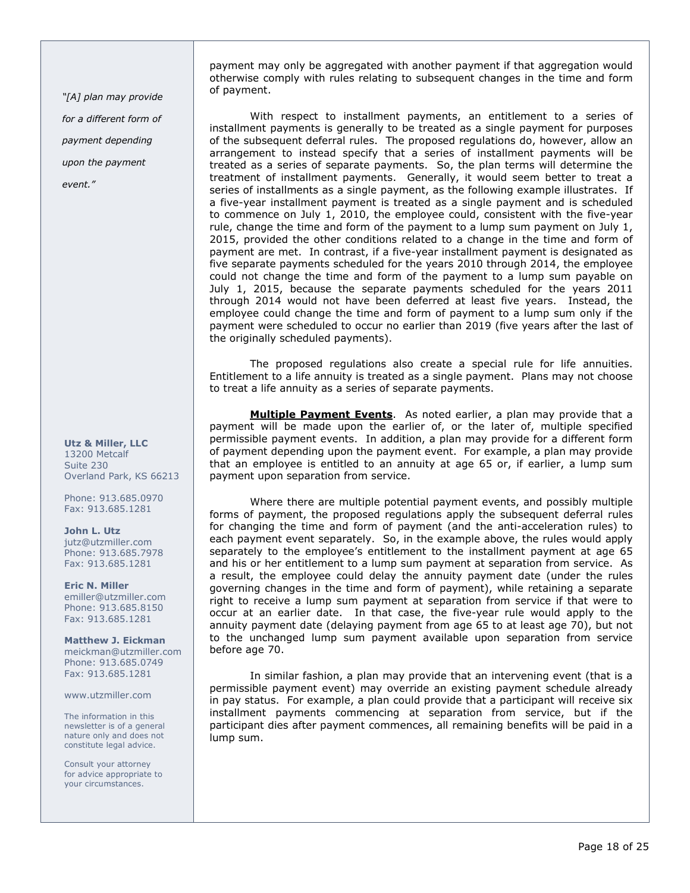payment may only be aggregated with another payment if that aggregation would otherwise comply with rules relating to subsequent changes in the time and form of payment.

With respect to installment payments, an entitlement to a series of installment payments is generally to be treated as a single payment for purposes of the subsequent deferral rules. The proposed regulations do, however, allow an arrangement to instead specify that a series of installment payments will be treated as a series of separate payments. So, the plan terms will determine the treatment of installment payments. Generally, it would seem better to treat a series of installments as a single payment, as the following example illustrates. If a five-year installment payment is treated as a single payment and is scheduled to commence on July 1, 2010, the employee could, consistent with the five-year rule, change the time and form of the payment to a lump sum payment on July 1, 2015, provided the other conditions related to a change in the time and form of payment are met. In contrast, if a five-year installment payment is designated as five separate payments scheduled for the years 2010 through 2014, the employee could not change the time and form of the payment to a lump sum payable on July 1, 2015, because the separate payments scheduled for the years 2011 through 2014 would not have been deferred at least five years. Instead, the employee could change the time and form of payment to a lump sum only if the payment were scheduled to occur no earlier than 2019 (five years after the last of the originally scheduled payments).

The proposed regulations also create a special rule for life annuities. Entitlement to a life annuity is treated as a single payment. Plans may not choose to treat a life annuity as a series of separate payments.

*"[A] plan may provide for a different form of payment depending upon the payment event."*

**Multiple Payment Events**. As noted earlier, a plan may provide that a payment will be made upon the earlier of, or the later of, multiple specified permissible payment events. In addition, a plan may provide for a different form of payment depending upon the payment event. For example, a plan may provide that an employee is entitled to an annuity at age 65 or, if earlier, a lump sum payment upon separation from service.

Where there are multiple potential payment events, and possibly multiple forms of payment, the proposed regulations apply the subsequent deferral rules for changing the time and form of payment (and the anti-acceleration rules) to each payment event separately. So, in the example above, the rules would apply separately to the employee's entitlement to the installment payment at age 65 and his or her entitlement to a lump sum payment at separation from service. As a result, the employee could delay the annuity payment date (under the rules governing changes in the time and form of payment), while retaining a separate right to receive a lump sum payment at separation from service if that were to occur at an earlier date. In that case, the five-year rule would apply to the annuity payment date (delaying payment from age 65 to at least age 70), but not to the unchanged lump sum payment available upon separation from service before age 70.

In similar fashion, a plan may provide that an intervening event (that is a permissible payment event) may override an existing payment schedule already in pay status. For example, a plan could provide that a participant will receive six installment payments commencing at separation from service, but if the participant dies after payment commences, all remaining benefits will be paid in a lump sum.

**Utz & Miller, LLC**
13200 Metcalf
Suite 230
Overland Park, KS 66213

Phone: 913.685.0970
Fax: 913.685.1281

**John L. Utz**
jutz@utzmiller.com
Phone: 913.685.7978
Fax: 913.685.1281

**Eric N. Miller**
emiller@utzmiller.com
Phone: 913.685.8150
Fax: 913.685.1281

**Matthew J. Eickman**
meickman@utzmiller.com
Phone: 913.685.0749
Fax: 913.685.1281

www.utzmiller.com

The information in this newsletter is of a general nature only and does not constitute legal advice.

Consult your attorney for advice appropriate to your circumstances.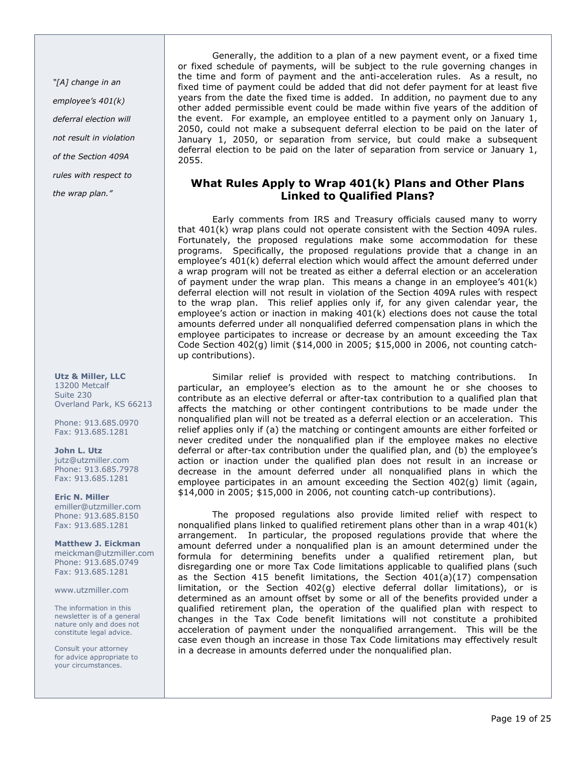*"[A] change in an employee's 401(k) deferral election will not result in violation of the Section 409A rules with respect to the wrap plan."*

Generally, the addition to a plan of a new payment event, or a fixed time or fixed schedule of payments, will be subject to the rule governing changes in the time and form of payment and the anti-acceleration rules. As a result, no fixed time of payment could be added that did not defer payment for at least five years from the date the fixed time is added. In addition, no payment due to any other added permissible event could be made within five years of the addition of the event. For example, an employee entitled to a payment only on January 1, 2050, could not make a subsequent deferral election to be paid on the later of January 1, 2050, or separation from service, but could make a subsequent deferral election to be paid on the later of separation from service or January 1, 2055.

## What Rules Apply to Wrap 401(k) Plans and Other Plans Linked to Qualified Plans?

Early comments from IRS and Treasury officials caused many to worry that 401(k) wrap plans could not operate consistent with the Section 409A rules. Fortunately, the proposed regulations make some accommodation for these programs. Specifically, the proposed regulations provide that a change in an employee's 401(k) deferral election which would affect the amount deferred under a wrap program will not be treated as either a deferral election or an acceleration of payment under the wrap plan. This means a change in an employee's 401(k) deferral election will not result in violation of the Section 409A rules with respect to the wrap plan. This relief applies only if, for any given calendar year, the employee's action or inaction in making 401(k) elections does not cause the total amounts deferred under all nonqualified deferred compensation plans in which the employee participates to increase or decrease by an amount exceeding the Tax Code Section 402(g) limit ($14,000 in 2005; $15,000 in 2006, not counting catch-up contributions).

Similar relief is provided with respect to matching contributions. In particular, an employee's election as to the amount he or she chooses to contribute as an elective deferral or after-tax contribution to a qualified plan that affects the matching or other contingent contributions to be made under the nonqualified plan will not be treated as a deferral election or an acceleration. This relief applies only if (a) the matching or contingent amounts are either forfeited or never credited under the nonqualified plan if the employee makes no elective deferral or after-tax contribution under the qualified plan, and (b) the employee's action or inaction under the qualified plan does not result in an increase or decrease in the amount deferred under all nonqualified plans in which the employee participates in an amount exceeding the Section 402(g) limit (again, $14,000 in 2005; $15,000 in 2006, not counting catch-up contributions).

The proposed regulations also provide limited relief with respect to nonqualified plans linked to qualified retirement plans other than in a wrap 401(k) arrangement. In particular, the proposed regulations provide that where the amount deferred under a nonqualified plan is an amount determined under the formula for determining benefits under a qualified retirement plan, but disregarding one or more Tax Code limitations applicable to qualified plans (such as the Section 415 benefit limitations, the Section 401(a)(17) compensation limitation, or the Section 402(g) elective deferral dollar limitations), or is determined as an amount offset by some or all of the benefits provided under a qualified retirement plan, the operation of the qualified plan with respect to changes in the Tax Code benefit limitations will not constitute a prohibited acceleration of payment under the nonqualified arrangement. This will be the case even though an increase in those Tax Code limitations may effectively result in a decrease in amounts deferred under the nonqualified plan.

**Utz & Miller, LLC**
13200 Metcalf
Suite 230
Overland Park, KS 66213

Phone: 913.685.0970
Fax: 913.685.1281

**John L. Utz**
jutz@utzmiller.com
Phone: 913.685.7978
Fax: 913.685.1281

**Eric N. Miller**
emiller@utzmiller.com
Phone: 913.685.8150
Fax: 913.685.1281

**Matthew J. Eickman**
meickman@utzmiller.com
Phone: 913.685.0749
Fax: 913.685.1281

www.utzmiller.com

The information in this newsletter is of a general nature only and does not constitute legal advice.

Consult your attorney for advice appropriate to your circumstances.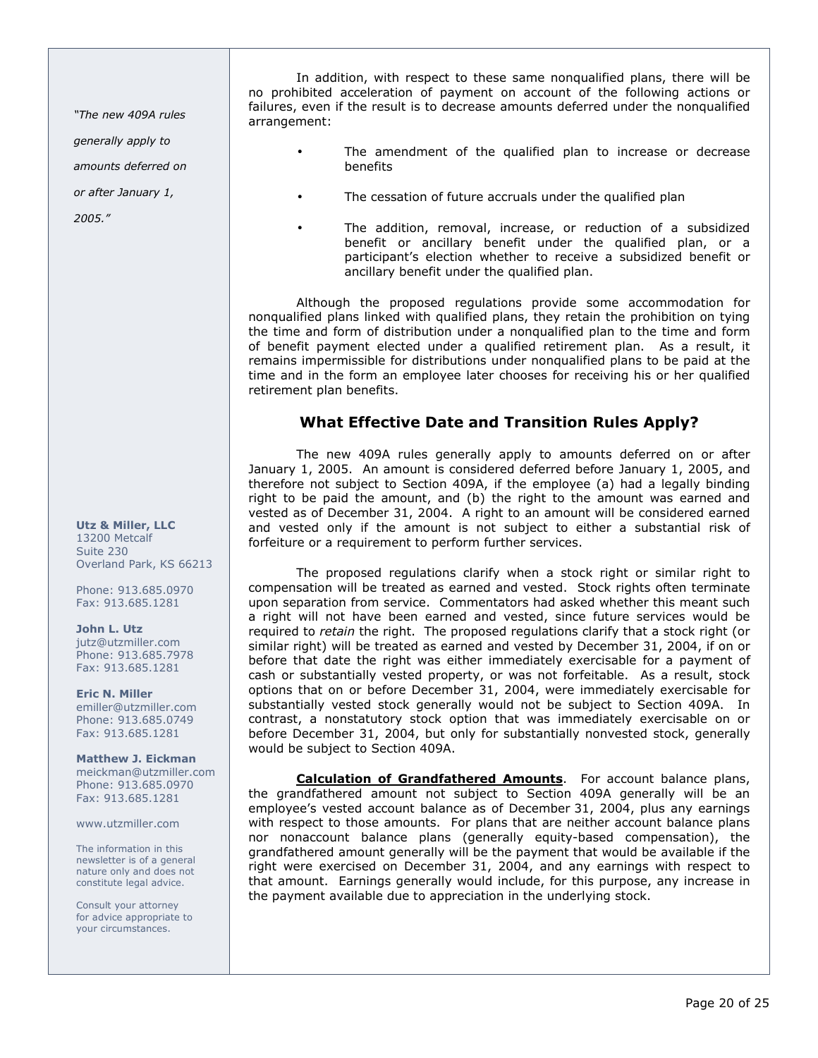In addition, with respect to these same nonqualified plans, there will be no prohibited acceleration of payment on account of the following actions or failures, even if the result is to decrease amounts deferred under the nonqualified arrangement:

- The amendment of the qualified plan to increase or decrease benefits
- The cessation of future accruals under the qualified plan
- The addition, removal, increase, or reduction of a subsidized benefit or ancillary benefit under the qualified plan, or a participant's election whether to receive a subsidized benefit or ancillary benefit under the qualified plan.

Although the proposed regulations provide some accommodation for nonqualified plans linked with qualified plans, they retain the prohibition on tying the time and form of distribution under a nonqualified plan to the time and form of benefit payment elected under a qualified retirement plan. As a result, it remains impermissible for distributions under nonqualified plans to be paid at the time and in the form an employee later chooses for receiving his or her qualified retirement plan benefits.

## What Effective Date and Transition Rules Apply?

*"The new 409A rules generally apply to amounts deferred on or after January 1, 2005."*

The new 409A rules generally apply to amounts deferred on or after January 1, 2005. An amount is considered deferred before January 1, 2005, and therefore not subject to Section 409A, if the employee (a) had a legally binding right to be paid the amount, and (b) the right to the amount was earned and vested as of December 31, 2004. A right to an amount will be considered earned and vested only if the amount is not subject to either a substantial risk of forfeiture or a requirement to perform further services.

The proposed regulations clarify when a stock right or similar right to compensation will be treated as earned and vested. Stock rights often terminate upon separation from service. Commentators had asked whether this meant such a right will not have been earned and vested, since future services would be required to *retain* the right. The proposed regulations clarify that a stock right (or similar right) will be treated as earned and vested by December 31, 2004, if on or before that date the right was either immediately exercisable for a payment of cash or substantially vested property, or was not forfeitable. As a result, stock options that on or before December 31, 2004, were immediately exercisable for substantially vested stock generally would not be subject to Section 409A. In contrast, a nonstatutory stock option that was immediately exercisable on or before December 31, 2004, but only for substantially nonvested stock, generally would be subject to Section 409A.

**Calculation of Grandfathered Amounts**. For account balance plans, the grandfathered amount not subject to Section 409A generally will be an employee's vested account balance as of December 31, 2004, plus any earnings with respect to those amounts. For plans that are neither account balance plans nor nonaccount balance plans (generally equity-based compensation), the grandfathered amount generally will be the payment that would be available if the right were exercised on December 31, 2004, and any earnings with respect to that amount. Earnings generally would include, for this purpose, any increase in the payment available due to appreciation in the underlying stock.

**Utz & Miller, LLC**
13200 Metcalf
Suite 230
Overland Park, KS 66213

Phone: 913.685.0970
Fax: 913.685.1281

**John L. Utz**
jutz@utzmiller.com
Phone: 913.685.7978
Fax: 913.685.1281

**Eric N. Miller**
emiller@utzmiller.com
Phone: 913.685.0749
Fax: 913.685.1281

**Matthew J. Eickman**
meickman@utzmiller.com
Phone: 913.685.0970
Fax: 913.685.1281

www.utzmiller.com

The information in this newsletter is of a general nature only and does not constitute legal advice.

Consult your attorney for advice appropriate to your circumstances.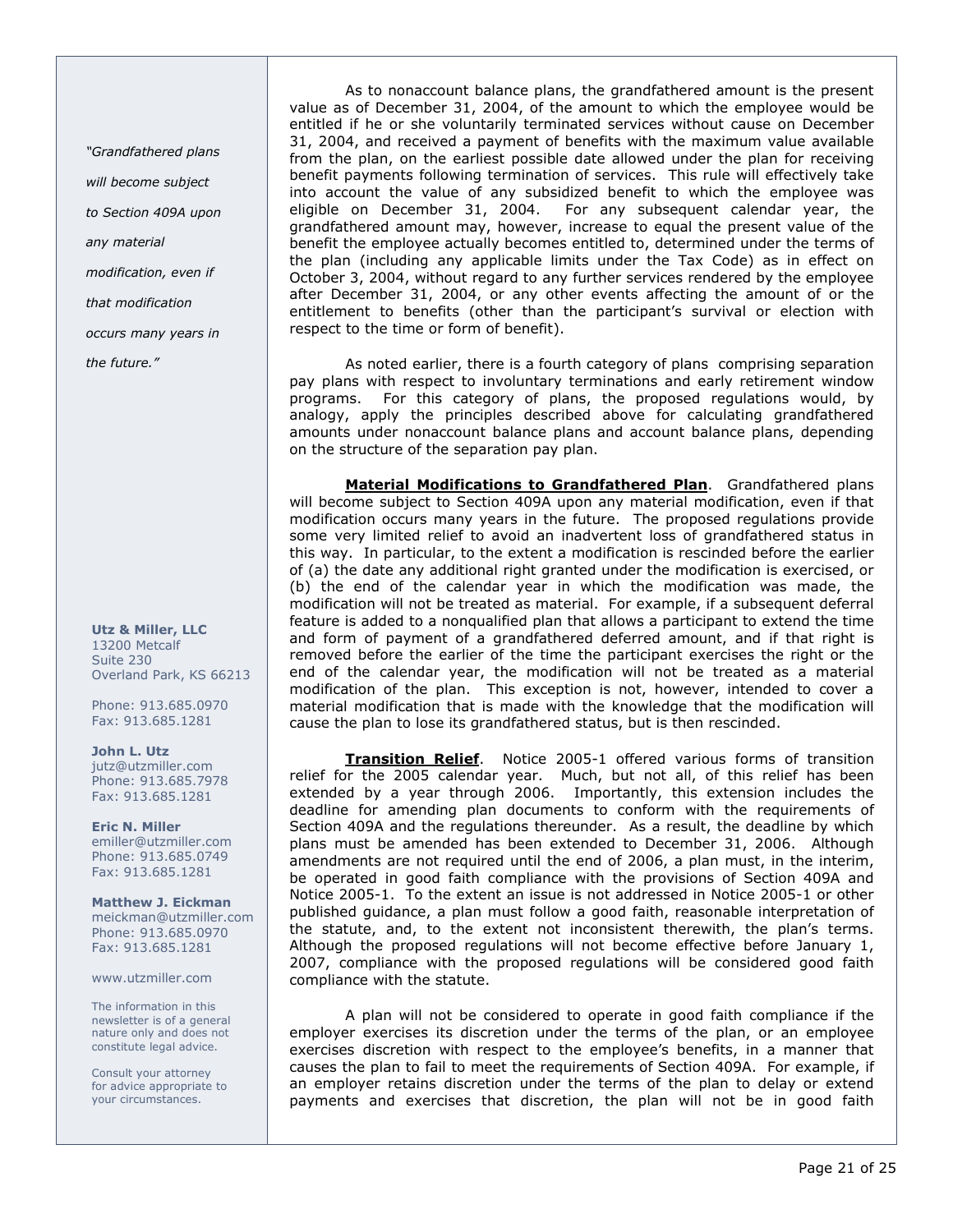As to nonaccount balance plans, the grandfathered amount is the present value as of December 31, 2004, of the amount to which the employee would be entitled if he or she voluntarily terminated services without cause on December 31, 2004, and received a payment of benefits with the maximum value available from the plan, on the earliest possible date allowed under the plan for receiving benefit payments following termination of services. This rule will effectively take into account the value of any subsidized benefit to which the employee was eligible on December 31, 2004. For any subsequent calendar year, the grandfathered amount may, however, increase to equal the present value of the benefit the employee actually becomes entitled to, determined under the terms of the plan (including any applicable limits under the Tax Code) as in effect on October 3, 2004, without regard to any further services rendered by the employee after December 31, 2004, or any other events affecting the amount of or the entitlement to benefits (other than the participant's survival or election with respect to the time or form of benefit).

As noted earlier, there is a fourth category of plans comprising separation pay plans with respect to involuntary terminations and early retirement window programs. For this category of plans, the proposed regulations would, by analogy, apply the principles described above for calculating grandfathered amounts under nonaccount balance plans and account balance plans, depending on the structure of the separation pay plan.

**Material Modifications to Grandfathered Plan**. Grandfathered plans will become subject to Section 409A upon any material modification, even if that modification occurs many years in the future. The proposed regulations provide some very limited relief to avoid an inadvertent loss of grandfathered status in this way. In particular, to the extent a modification is rescinded before the earlier of (a) the date any additional right granted under the modification is exercised, or (b) the end of the calendar year in which the modification was made, the modification will not be treated as material. For example, if a subsequent deferral feature is added to a nonqualified plan that allows a participant to extend the time and form of payment of a grandfathered deferred amount, and if that right is removed before the earlier of the time the participant exercises the right or the end of the calendar year, the modification will not be treated as a material modification of the plan. This exception is not, however, intended to cover a material modification that is made with the knowledge that the modification will cause the plan to lose its grandfathered status, but is then rescinded.

*"Grandfathered plans will become subject to Section 409A upon any material modification, even if that modification occurs many years in the future."*

**Transition Relief**. Notice 2005-1 offered various forms of transition relief for the 2005 calendar year. Much, but not all, of this relief has been extended by a year through 2006. Importantly, this extension includes the deadline for amending plan documents to conform with the requirements of Section 409A and the regulations thereunder. As a result, the deadline by which plans must be amended has been extended to December 31, 2006. Although amendments are not required until the end of 2006, a plan must, in the interim, be operated in good faith compliance with the provisions of Section 409A and Notice 2005-1. To the extent an issue is not addressed in Notice 2005-1 or other published guidance, a plan must follow a good faith, reasonable interpretation of the statute, and, to the extent not inconsistent therewith, the plan's terms. Although the proposed regulations will not become effective before January 1, 2007, compliance with the proposed regulations will be considered good faith compliance with the statute.

A plan will not be considered to operate in good faith compliance if the employer exercises its discretion under the terms of the plan, or an employee exercises discretion with respect to the employee's benefits, in a manner that causes the plan to fail to meet the requirements of Section 409A. For example, if an employer retains discretion under the terms of the plan to delay or extend payments and exercises that discretion, the plan will not be in good faith

**Utz & Miller, LLC**
13200 Metcalf
Suite 230
Overland Park, KS 66213

Phone: 913.685.0970
Fax: 913.685.1281

**John L. Utz**
jutz@utzmiller.com
Phone: 913.685.7978
Fax: 913.685.1281

**Eric N. Miller**
emiller@utzmiller.com
Phone: 913.685.0749
Fax: 913.685.1281

**Matthew J. Eickman**
meickman@utzmiller.com
Phone: 913.685.0970
Fax: 913.685.1281

www.utzmiller.com

The information in this newsletter is of a general nature only and does not constitute legal advice.

Consult your attorney for advice appropriate to your circumstances.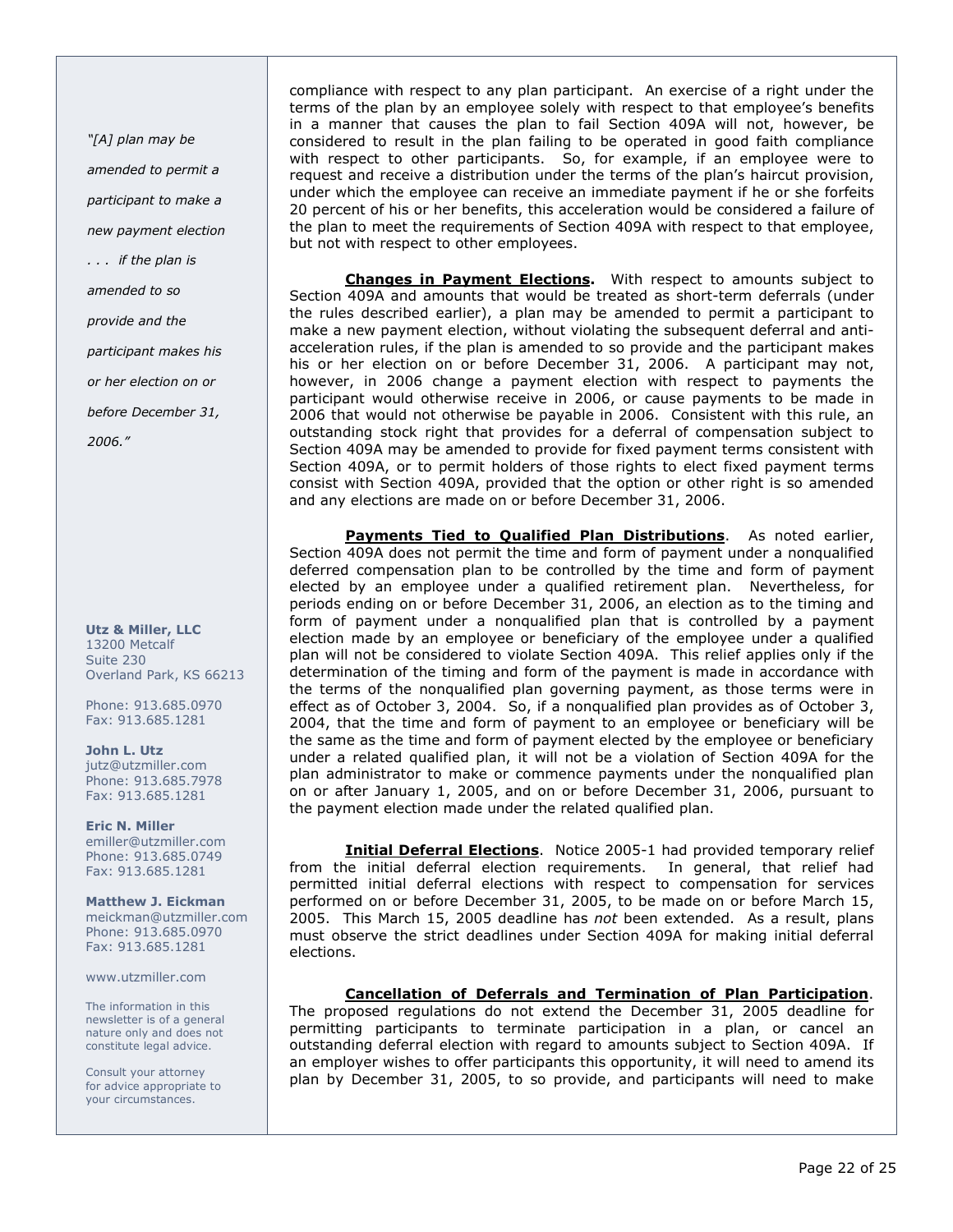"[A] plan may be amended to permit a participant to make a new payment election . . . if the plan is amended to so provide and the participant makes his or her election on or before December 31, 2006."

**Utz & Miller, LLC**
13200 Metcalf
Suite 230
Overland Park, KS 66213

Phone: 913.685.0970
Fax: 913.685.1281

**John L. Utz**
jutz@utzmiller.com
Phone: 913.685.7978
Fax: 913.685.1281

**Eric N. Miller**
emiller@utzmiller.com
Phone: 913.685.0749
Fax: 913.685.1281

**Matthew J. Eickman**
meickman@utzmiller.com
Phone: 913.685.0970
Fax: 913.685.1281

www.utzmiller.com

The information in this newsletter is of a general nature only and does not constitute legal advice.

Consult your attorney for advice appropriate to your circumstances.

compliance with respect to any plan participant. An exercise of a right under the terms of the plan by an employee solely with respect to that employee's benefits in a manner that causes the plan to fail Section 409A will not, however, be considered to result in the plan failing to be operated in good faith compliance with respect to other participants. So, for example, if an employee were to request and receive a distribution under the terms of the plan's haircut provision, under which the employee can receive an immediate payment if he or she forfeits 20 percent of his or her benefits, this acceleration would be considered a failure of the plan to meet the requirements of Section 409A with respect to that employee, but not with respect to other employees.

**Changes in Payment Elections.** With respect to amounts subject to Section 409A and amounts that would be treated as short-term deferrals (under the rules described earlier), a plan may be amended to permit a participant to make a new payment election, without violating the subsequent deferral and anti-acceleration rules, if the plan is amended to so provide and the participant makes his or her election on or before December 31, 2006. A participant may not, however, in 2006 change a payment election with respect to payments the participant would otherwise receive in 2006, or cause payments to be made in 2006 that would not otherwise be payable in 2006. Consistent with this rule, an outstanding stock right that provides for a deferral of compensation subject to Section 409A may be amended to provide for fixed payment terms consistent with Section 409A, or to permit holders of those rights to elect fixed payment terms consist with Section 409A, provided that the option or other right is so amended and any elections are made on or before December 31, 2006.

**Payments Tied to Qualified Plan Distributions**. As noted earlier, Section 409A does not permit the time and form of payment under a nonqualified deferred compensation plan to be controlled by the time and form of payment elected by an employee under a qualified retirement plan. Nevertheless, for periods ending on or before December 31, 2006, an election as to the timing and form of payment under a nonqualified plan that is controlled by a payment election made by an employee or beneficiary of the employee under a qualified plan will not be considered to violate Section 409A. This relief applies only if the determination of the timing and form of the payment is made in accordance with the terms of the nonqualified plan governing payment, as those terms were in effect as of October 3, 2004. So, if a nonqualified plan provides as of October 3, 2004, that the time and form of payment to an employee or beneficiary will be the same as the time and form of payment elected by the employee or beneficiary under a related qualified plan, it will not be a violation of Section 409A for the plan administrator to make or commence payments under the nonqualified plan on or after January 1, 2005, and on or before December 31, 2006, pursuant to the payment election made under the related qualified plan.

**Initial Deferral Elections**. Notice 2005-1 had provided temporary relief from the initial deferral election requirements. In general, that relief had permitted initial deferral elections with respect to compensation for services performed on or before December 31, 2005, to be made on or before March 15, 2005. This March 15, 2005 deadline has *not* been extended. As a result, plans must observe the strict deadlines under Section 409A for making initial deferral elections.

**Cancellation of Deferrals and Termination of Plan Participation**. The proposed regulations do not extend the December 31, 2005 deadline for permitting participants to terminate participation in a plan, or cancel an outstanding deferral election with regard to amounts subject to Section 409A. If an employer wishes to offer participants this opportunity, it will need to amend its plan by December 31, 2005, to so provide, and participants will need to make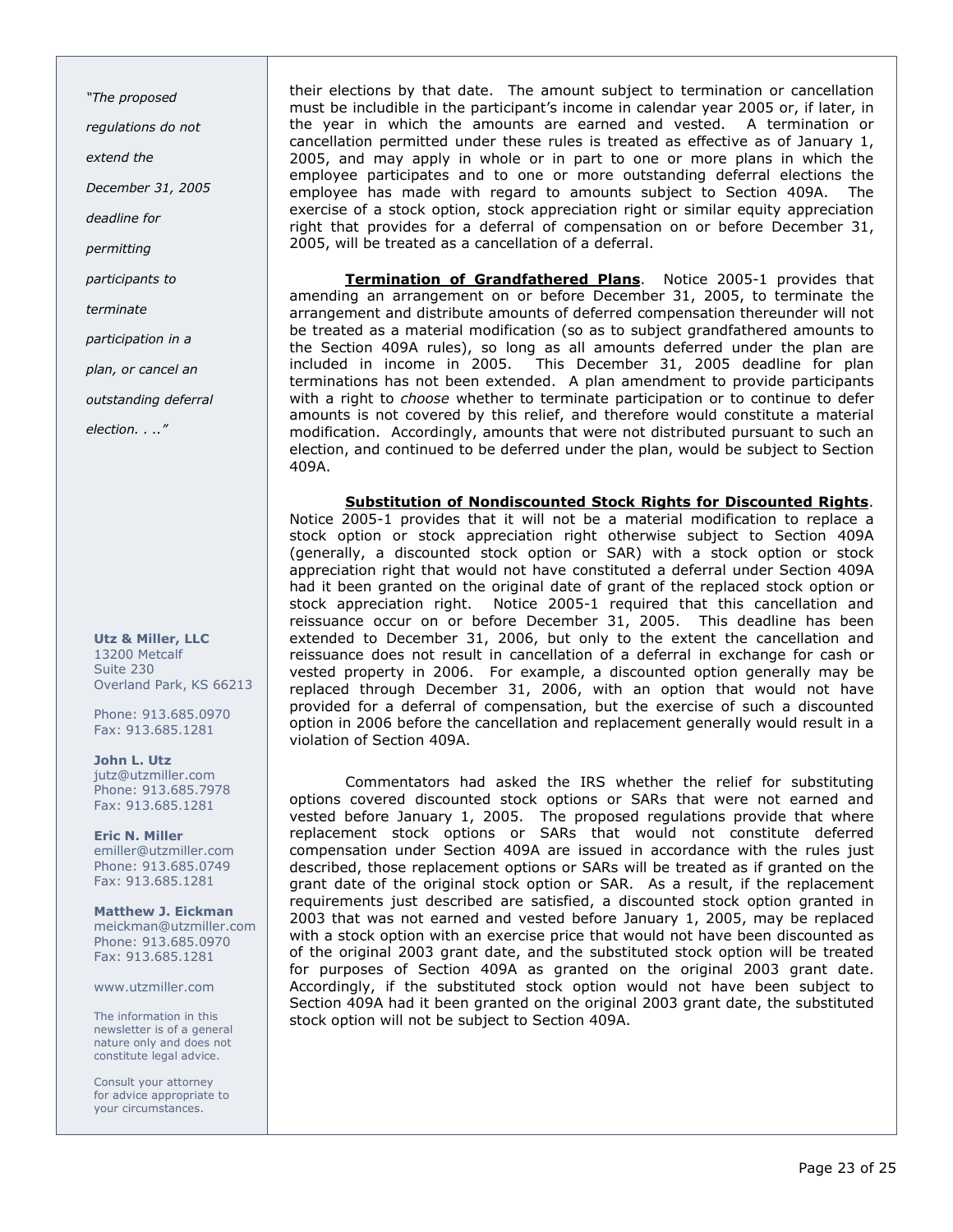*"The proposed regulations do not extend the December 31, 2005 deadline for permitting participants to terminate participation in a plan, or cancel an outstanding deferral election. . .."*

**Utz & Miller, LLC**
13200 Metcalf
Suite 230
Overland Park, KS 66213

Phone: 913.685.0970
Fax: 913.685.1281

**John L. Utz**
jutz@utzmiller.com
Phone: 913.685.7978
Fax: 913.685.1281

**Eric N. Miller**
emiller@utzmiller.com
Phone: 913.685.0749
Fax: 913.685.1281

**Matthew J. Eickman**
meickman@utzmiller.com
Phone: 913.685.0970
Fax: 913.685.1281

www.utzmiller.com

The information in this newsletter is of a general nature only and does not constitute legal advice.

Consult your attorney for advice appropriate to your circumstances.

their elections by that date. The amount subject to termination or cancellation must be includible in the participant's income in calendar year 2005 or, if later, in the year in which the amounts are earned and vested. A termination or cancellation permitted under these rules is treated as effective as of January 1, 2005, and may apply in whole or in part to one or more plans in which the employee participates and to one or more outstanding deferral elections the employee has made with regard to amounts subject to Section 409A. The exercise of a stock option, stock appreciation right or similar equity appreciation right that provides for a deferral of compensation on or before December 31, 2005, will be treated as a cancellation of a deferral.

**Termination of Grandfathered Plans**. Notice 2005-1 provides that amending an arrangement on or before December 31, 2005, to terminate the arrangement and distribute amounts of deferred compensation thereunder will not be treated as a material modification (so as to subject grandfathered amounts to the Section 409A rules), so long as all amounts deferred under the plan are included in income in 2005. This December 31, 2005 deadline for plan terminations has not been extended. A plan amendment to provide participants with a right to *choose* whether to terminate participation or to continue to defer amounts is not covered by this relief, and therefore would constitute a material modification. Accordingly, amounts that were not distributed pursuant to such an election, and continued to be deferred under the plan, would be subject to Section 409A.

**Substitution of Nondiscounted Stock Rights for Discounted Rights**. Notice 2005-1 provides that it will not be a material modification to replace a stock option or stock appreciation right otherwise subject to Section 409A (generally, a discounted stock option or SAR) with a stock option or stock appreciation right that would not have constituted a deferral under Section 409A had it been granted on the original date of grant of the replaced stock option or stock appreciation right. Notice 2005-1 required that this cancellation and reissuance occur on or before December 31, 2005. This deadline has been extended to December 31, 2006, but only to the extent the cancellation and reissuance does not result in cancellation of a deferral in exchange for cash or vested property in 2006. For example, a discounted option generally may be replaced through December 31, 2006, with an option that would not have provided for a deferral of compensation, but the exercise of such a discounted option in 2006 before the cancellation and replacement generally would result in a violation of Section 409A.

Commentators had asked the IRS whether the relief for substituting options covered discounted stock options or SARs that were not earned and vested before January 1, 2005. The proposed regulations provide that where replacement stock options or SARs that would not constitute deferred compensation under Section 409A are issued in accordance with the rules just described, those replacement options or SARs will be treated as if granted on the grant date of the original stock option or SAR. As a result, if the replacement requirements just described are satisfied, a discounted stock option granted in 2003 that was not earned and vested before January 1, 2005, may be replaced with a stock option with an exercise price that would not have been discounted as of the original 2003 grant date, and the substituted stock option will be treated for purposes of Section 409A as granted on the original 2003 grant date. Accordingly, if the substituted stock option would not have been subject to Section 409A had it been granted on the original 2003 grant date, the substituted stock option will not be subject to Section 409A.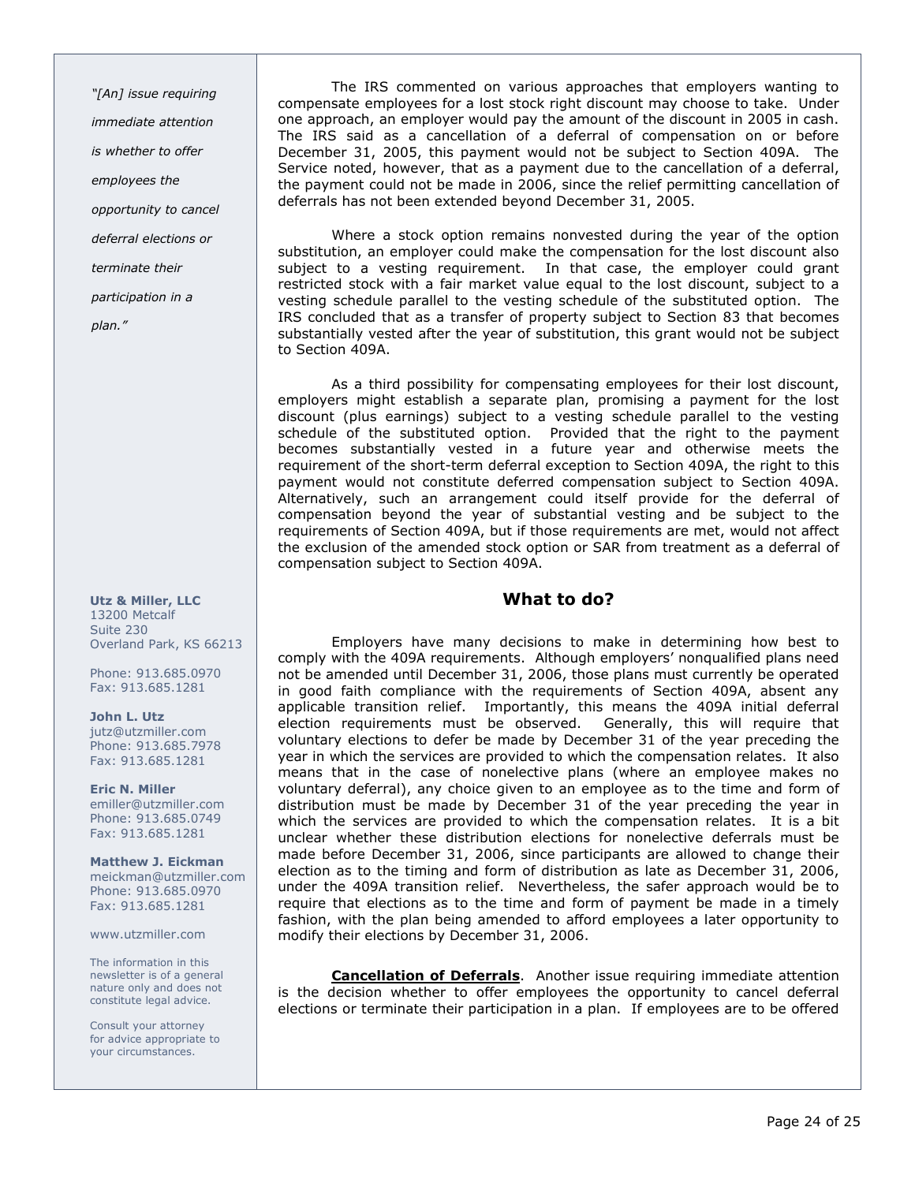"[An] issue requiring immediate attention is whether to offer employees the opportunity to cancel deferral elections or terminate their participation in a plan."

**Utz & Miller, LLC**
13200 Metcalf
Suite 230
Overland Park, KS 66213

Phone: 913.685.0970
Fax: 913.685.1281

**John L. Utz**
jutz@utzmiller.com
Phone: 913.685.7978
Fax: 913.685.1281

**Eric N. Miller**
emiller@utzmiller.com
Phone: 913.685.0749
Fax: 913.685.1281

**Matthew J. Eickman**
meickman@utzmiller.com
Phone: 913.685.0970
Fax: 913.685.1281

www.utzmiller.com

The information in this newsletter is of a general nature only and does not constitute legal advice.

Consult your attorney for advice appropriate to your circumstances.

The IRS commented on various approaches that employers wanting to compensate employees for a lost stock right discount may choose to take. Under one approach, an employer would pay the amount of the discount in 2005 in cash. The IRS said as a cancellation of a deferral of compensation on or before December 31, 2005, this payment would not be subject to Section 409A. The Service noted, however, that as a payment due to the cancellation of a deferral, the payment could not be made in 2006, since the relief permitting cancellation of deferrals has not been extended beyond December 31, 2005.

Where a stock option remains nonvested during the year of the option substitution, an employer could make the compensation for the lost discount also subject to a vesting requirement. In that case, the employer could grant restricted stock with a fair market value equal to the lost discount, subject to a vesting schedule parallel to the vesting schedule of the substituted option. The IRS concluded that as a transfer of property subject to Section 83 that becomes substantially vested after the year of substitution, this grant would not be subject to Section 409A.

As a third possibility for compensating employees for their lost discount, employers might establish a separate plan, promising a payment for the lost discount (plus earnings) subject to a vesting schedule parallel to the vesting schedule of the substituted option. Provided that the right to the payment becomes substantially vested in a future year and otherwise meets the requirement of the short-term deferral exception to Section 409A, the right to this payment would not constitute deferred compensation subject to Section 409A. Alternatively, such an arrangement could itself provide for the deferral of compensation beyond the year of substantial vesting and be subject to the requirements of Section 409A, but if those requirements are met, would not affect the exclusion of the amended stock option or SAR from treatment as a deferral of compensation subject to Section 409A.

## What to do?

Employers have many decisions to make in determining how best to comply with the 409A requirements. Although employers' nonqualified plans need not be amended until December 31, 2006, those plans must currently be operated in good faith compliance with the requirements of Section 409A, absent any applicable transition relief. Importantly, this means the 409A initial deferral election requirements must be observed. Generally, this will require that voluntary elections to defer be made by December 31 of the year preceding the year in which the services are provided to which the compensation relates. It also means that in the case of nonelective plans (where an employee makes no voluntary deferral), any choice given to an employee as to the time and form of distribution must be made by December 31 of the year preceding the year in which the services are provided to which the compensation relates. It is a bit unclear whether these distribution elections for nonelective deferrals must be made before December 31, 2006, since participants are allowed to change their election as to the timing and form of distribution as late as December 31, 2006, under the 409A transition relief. Nevertheless, the safer approach would be to require that elections as to the time and form of payment be made in a timely fashion, with the plan being amended to afford employees a later opportunity to modify their elections by December 31, 2006.

**Cancellation of Deferrals**. Another issue requiring immediate attention is the decision whether to offer employees the opportunity to cancel deferral elections or terminate their participation in a plan. If employees are to be offered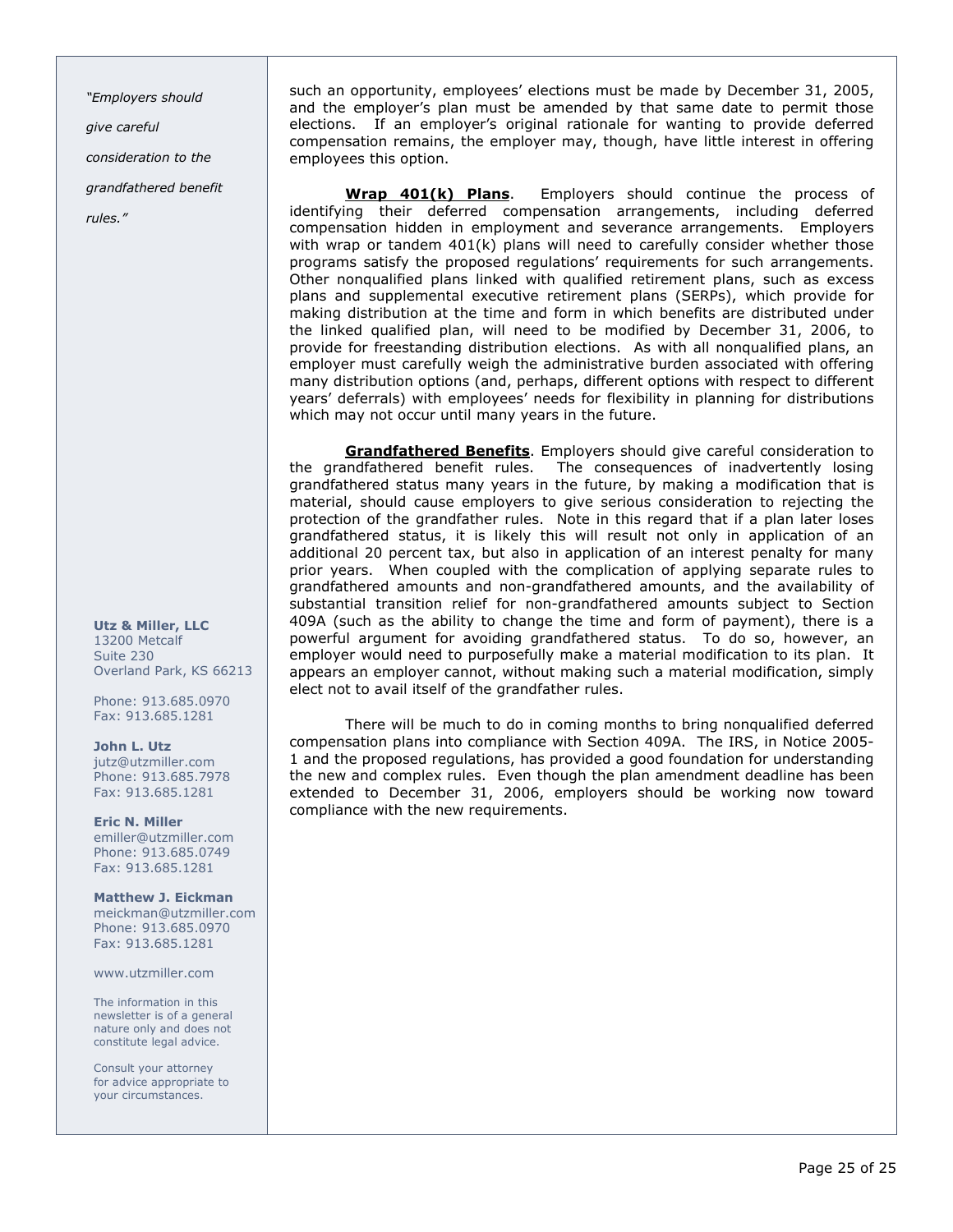*"Employers should give careful consideration to the grandfathered benefit rules."*

such an opportunity, employees' elections must be made by December 31, 2005, and the employer's plan must be amended by that same date to permit those elections. If an employer's original rationale for wanting to provide deferred compensation remains, the employer may, though, have little interest in offering employees this option.

**Wrap 401(k) Plans**. Employers should continue the process of identifying their deferred compensation arrangements, including deferred compensation hidden in employment and severance arrangements. Employers with wrap or tandem 401(k) plans will need to carefully consider whether those programs satisfy the proposed regulations' requirements for such arrangements. Other nonqualified plans linked with qualified retirement plans, such as excess plans and supplemental executive retirement plans (SERPs), which provide for making distribution at the time and form in which benefits are distributed under the linked qualified plan, will need to be modified by December 31, 2006, to provide for freestanding distribution elections. As with all nonqualified plans, an employer must carefully weigh the administrative burden associated with offering many distribution options (and, perhaps, different options with respect to different years' deferrals) with employees' needs for flexibility in planning for distributions which may not occur until many years in the future.

**Grandfathered Benefits**. Employers should give careful consideration to the grandfathered benefit rules. The consequences of inadvertently losing grandfathered status many years in the future, by making a modification that is material, should cause employers to give serious consideration to rejecting the protection of the grandfather rules. Note in this regard that if a plan later loses grandfathered status, it is likely this will result not only in application of an additional 20 percent tax, but also in application of an interest penalty for many prior years. When coupled with the complication of applying separate rules to grandfathered amounts and non-grandfathered amounts, and the availability of substantial transition relief for non-grandfathered amounts subject to Section 409A (such as the ability to change the time and form of payment), there is a powerful argument for avoiding grandfathered status. To do so, however, an employer would need to purposefully make a material modification to its plan. It appears an employer cannot, without making such a material modification, simply elect not to avail itself of the grandfather rules.

There will be much to do in coming months to bring nonqualified deferred compensation plans into compliance with Section 409A. The IRS, in Notice 2005-1 and the proposed regulations, has provided a good foundation for understanding the new and complex rules. Even though the plan amendment deadline has been extended to December 31, 2006, employers should be working now toward compliance with the new requirements.

**Utz & Miller, LLC**
13200 Metcalf
Suite 230
Overland Park, KS 66213

Phone: 913.685.0970
Fax: 913.685.1281

**John L. Utz**
jutz@utzmiller.com
Phone: 913.685.7978
Fax: 913.685.1281

**Eric N. Miller**
emiller@utzmiller.com
Phone: 913.685.0749
Fax: 913.685.1281

**Matthew J. Eickman**
meickman@utzmiller.com
Phone: 913.685.0970
Fax: 913.685.1281

www.utzmiller.com

The information in this newsletter is of a general nature only and does not constitute legal advice.

Consult your attorney for advice appropriate to your circumstances.